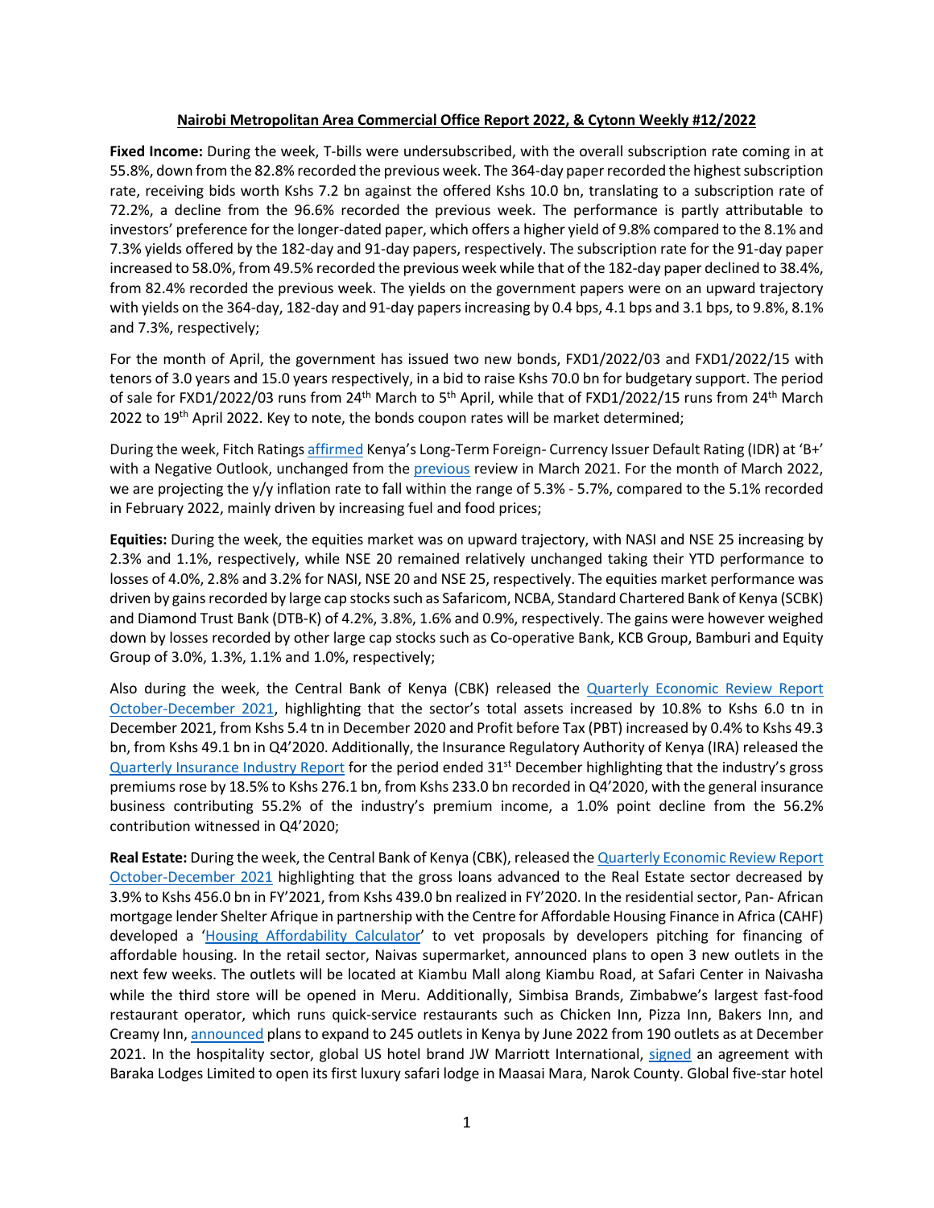**Nairobi Metropolitan Area Commercial Office Report 2022, & Cytonn Weekly #12/2022**

**Fixed Income:** During the week, T-bills were undersubscribed, with the overall subscription rate coming in at 55.8%, down from the 82.8% recorded the previous week. The 364-day paper recorded the highest subscription rate, receiving bids worth Kshs 7.2 bn against the offered Kshs 10.0 bn, translating to a subscription rate of 72.2%, a decline from the 96.6% recorded the previous week. The performance is partly attributable to investors' preference for the longer-dated paper, which offers a higher yield of 9.8% compared to the 8.1% and 7.3% yields offered by the 182-day and 91-day papers, respectively. The subscription rate for the 91-day paper increased to 58.0%, from 49.5% recorded the previous week while that of the 182-day paper declined to 38.4%, from 82.4% recorded the previous week. The yields on the government papers were on an upward trajectory with yields on the 364-day, 182-day and 91-day papers increasing by 0.4 bps, 4.1 bps and 3.1 bps, to 9.8%, 8.1% and 7.3%, respectively;

For the month of April, the government has issued two new bonds, FXD1/2022/03 and FXD1/2022/15 with tenors of 3.0 years and 15.0 years respectively, in a bid to raise Kshs 70.0 bn for budgetary support. The period of sale for FXD1/2022/03 runs from 24th March to 5th April, while that of FXD1/2022/15 runs from 24th March 2022 to 19th April 2022. Key to note, the bonds coupon rates will be market determined;

During the week, Fitch Ratings affirmed Kenya's Long-Term Foreign- Currency Issuer Default Rating (IDR) at 'B+' with a Negative Outlook, unchanged from the previous review in March 2021. For the month of March 2022, we are projecting the y/y inflation rate to fall within the range of 5.3% - 5.7%, compared to the 5.1% recorded in February 2022, mainly driven by increasing fuel and food prices;

**Equities:** During the week, the equities market was on upward trajectory, with NASI and NSE 25 increasing by 2.3% and 1.1%, respectively, while NSE 20 remained relatively unchanged taking their YTD performance to losses of 4.0%, 2.8% and 3.2% for NASI, NSE 20 and NSE 25, respectively. The equities market performance was driven by gains recorded by large cap stocks such as Safaricom, NCBA, Standard Chartered Bank of Kenya (SCBK) and Diamond Trust Bank (DTB-K) of 4.2%, 3.8%, 1.6% and 0.9%, respectively. The gains were however weighed down by losses recorded by other large cap stocks such as Co-operative Bank, KCB Group, Bamburi and Equity Group of 3.0%, 1.3%, 1.1% and 1.0%, respectively;

Also during the week, the Central Bank of Kenya (CBK) released the Quarterly Economic Review Report October-December 2021, highlighting that the sector's total assets increased by 10.8% to Kshs 6.0 tn in December 2021, from Kshs 5.4 tn in December 2020 and Profit before Tax (PBT) increased by 0.4% to Kshs 49.3 bn, from Kshs 49.1 bn in Q4'2020. Additionally, the Insurance Regulatory Authority of Kenya (IRA) released the Quarterly Insurance Industry Report for the period ended 31st December highlighting that the industry's gross premiums rose by 18.5% to Kshs 276.1 bn, from Kshs 233.0 bn recorded in Q4'2020, with the general insurance business contributing 55.2% of the industry's premium income, a 1.0% point decline from the 56.2% contribution witnessed in Q4'2020;

**Real Estate:** During the week, the Central Bank of Kenya (CBK), released the Quarterly Economic Review Report October-December 2021 highlighting that the gross loans advanced to the Real Estate sector decreased by 3.9% to Kshs 456.0 bn in FY'2021, from Kshs 439.0 bn realized in FY'2020. In the residential sector, Pan- African mortgage lender Shelter Afrique in partnership with the Centre for Affordable Housing Finance in Africa (CAHF) developed a 'Housing Affordability Calculator' to vet proposals by developers pitching for financing of affordable housing. In the retail sector, Naivas supermarket, announced plans to open 3 new outlets in the next few weeks. The outlets will be located at Kiambu Mall along Kiambu Road, at Safari Center in Naivasha while the third store will be opened in Meru. Additionally, Simbisa Brands, Zimbabwe's largest fast-food restaurant operator, which runs quick-service restaurants such as Chicken Inn, Pizza Inn, Bakers Inn, and Creamy Inn, announced plans to expand to 245 outlets in Kenya by June 2022 from 190 outlets as at December 2021. In the hospitality sector, global US hotel brand JW Marriott International, signed an agreement with Baraka Lodges Limited to open its first luxury safari lodge in Maasai Mara, Narok County. Global five-star hotel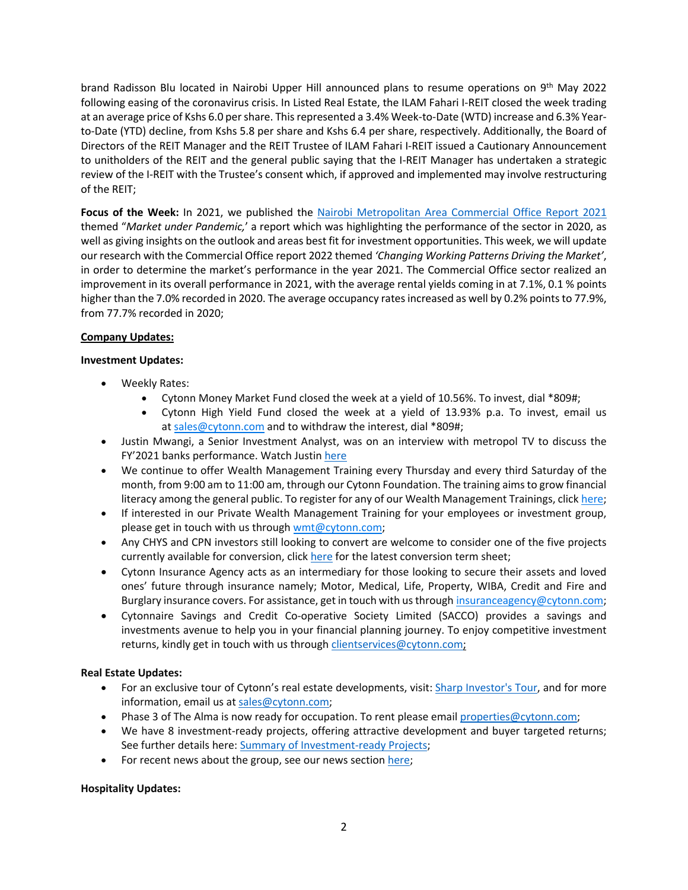brand Radisson Blu located in Nairobi Upper Hill announced plans to resume operations on 9th May 2022 following easing of the coronavirus crisis. In Listed Real Estate, the ILAM Fahari I-REIT closed the week trading at an average price of Kshs 6.0 per share. This represented a 3.4% Week-to-Date (WTD) increase and 6.3% Year-to-Date (YTD) decline, from Kshs 5.8 per share and Kshs 6.4 per share, respectively. Additionally, the Board of Directors of the REIT Manager and the REIT Trustee of ILAM Fahari I-REIT issued a Cautionary Announcement to unitholders of the REIT and the general public saying that the I-REIT Manager has undertaken a strategic review of the I-REIT with the Trustee's consent which, if approved and implemented may involve restructuring of the REIT;

**Focus of the Week:** In 2021, we published the Nairobi Metropolitan Area Commercial Office Report 2021 themed "*Market under Pandemic,*' a report which was highlighting the performance of the sector in 2020, as well as giving insights on the outlook and areas best fit for investment opportunities. This week, we will update our research with the Commercial Office report 2022 themed *'Changing Working Patterns Driving the Market'*, in order to determine the market's performance in the year 2021. The Commercial Office sector realized an improvement in its overall performance in 2021, with the average rental yields coming in at 7.1%, 0.1 % points higher than the 7.0% recorded in 2020. The average occupancy rates increased as well by 0.2% points to 77.9%, from 77.7% recorded in 2020;

**Company Updates:**

**Investment Updates:**

- Weekly Rates:
  - Cytonn Money Market Fund closed the week at a yield of 10.56%. To invest, dial *809#;
  - Cytonn High Yield Fund closed the week at a yield of 13.93% p.a. To invest, email us at sales@cytonn.com and to withdraw the interest, dial *809#;
- Justin Mwangi, a Senior Investment Analyst, was on an interview with metropol TV to discuss the FY'2021 banks performance. Watch Justin here
- We continue to offer Wealth Management Training every Thursday and every third Saturday of the month, from 9:00 am to 11:00 am, through our Cytonn Foundation. The training aims to grow financial literacy among the general public. To register for any of our Wealth Management Trainings, click here;
- If interested in our Private Wealth Management Training for your employees or investment group, please get in touch with us through wmt@cytonn.com;
- Any CHYS and CPN investors still looking to convert are welcome to consider one of the five projects currently available for conversion, click here for the latest conversion term sheet;
- Cytonn Insurance Agency acts as an intermediary for those looking to secure their assets and loved ones' future through insurance namely; Motor, Medical, Life, Property, WIBA, Credit and Fire and Burglary insurance covers. For assistance, get in touch with us through insuranceagency@cytonn.com;
- Cytonnaire Savings and Credit Co-operative Society Limited (SACCO) provides a savings and investments avenue to help you in your financial planning journey. To enjoy competitive investment returns, kindly get in touch with us through clientservices@cytonn.com;

**Real Estate Updates:**

- For an exclusive tour of Cytonn's real estate developments, visit: Sharp Investor's Tour, and for more information, email us at sales@cytonn.com;
- Phase 3 of The Alma is now ready for occupation. To rent please email properties@cytonn.com;
- We have 8 investment-ready projects, offering attractive development and buyer targeted returns; See further details here: Summary of Investment-ready Projects;
- For recent news about the group, see our news section here;

**Hospitality Updates:**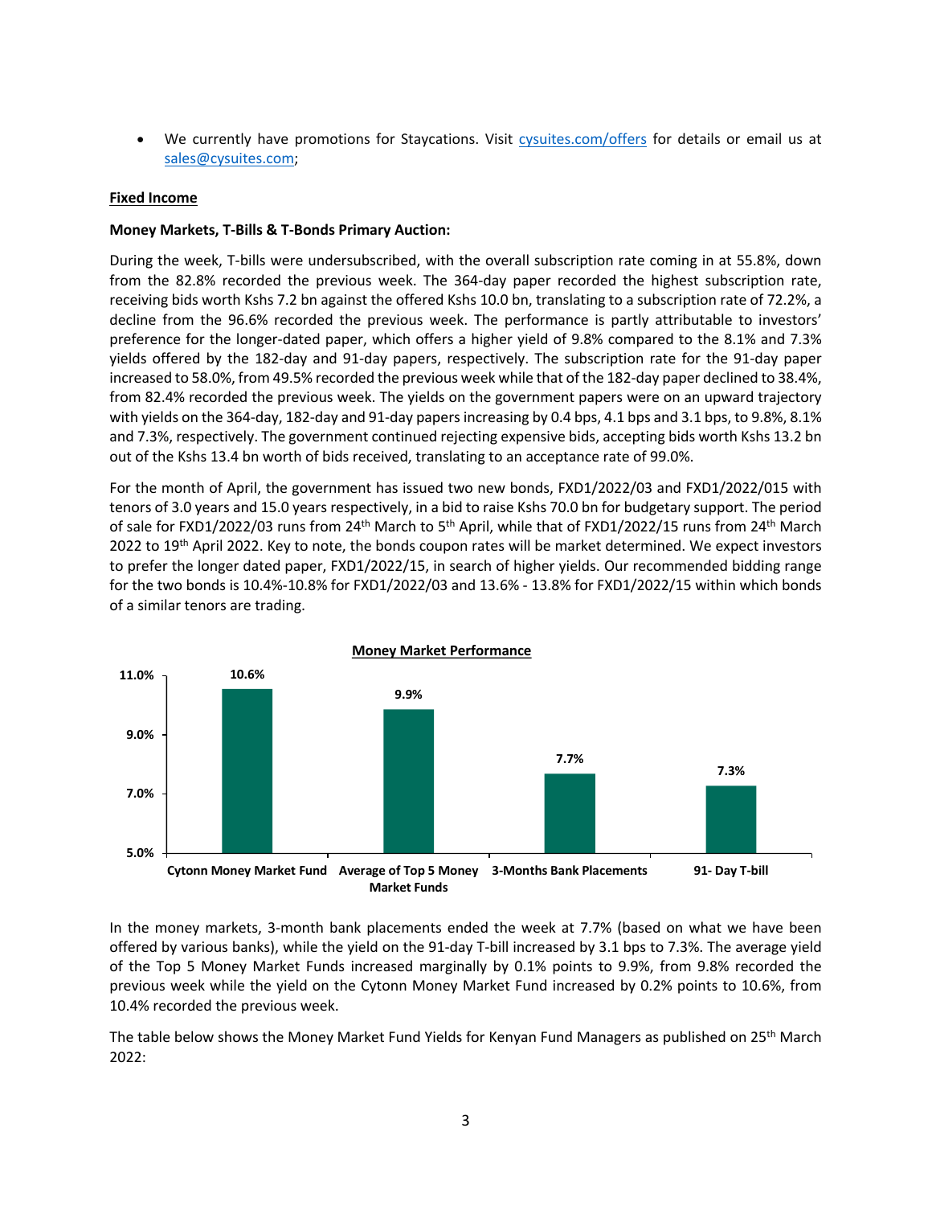- We currently have promotions for Staycations. Visit [cysuites.com/offers](cysuites.com/offers) for details or email us at [sales@cysuites.com](mailto:sales@cysuites.com);

**Fixed Income**

**Money Markets, T-Bills & T-Bonds Primary Auction:**

During the week, T-bills were undersubscribed, with the overall subscription rate coming in at 55.8%, down from the 82.8% recorded the previous week. The 364-day paper recorded the highest subscription rate, receiving bids worth Kshs 7.2 bn against the offered Kshs 10.0 bn, translating to a subscription rate of 72.2%, a decline from the 96.6% recorded the previous week. The performance is partly attributable to investors' preference for the longer-dated paper, which offers a higher yield of 9.8% compared to the 8.1% and 7.3% yields offered by the 182-day and 91-day papers, respectively. The subscription rate for the 91-day paper increased to 58.0%, from 49.5% recorded the previous week while that of the 182-day paper declined to 38.4%, from 82.4% recorded the previous week. The yields on the government papers were on an upward trajectory with yields on the 364-day, 182-day and 91-day papers increasing by 0.4 bps, 4.1 bps and 3.1 bps, to 9.8%, 8.1% and 7.3%, respectively. The government continued rejecting expensive bids, accepting bids worth Kshs 13.2 bn out of the Kshs 13.4 bn worth of bids received, translating to an acceptance rate of 99.0%.

For the month of April, the government has issued two new bonds, FXD1/2022/03 and FXD1/2022/015 with tenors of 3.0 years and 15.0 years respectively, in a bid to raise Kshs 70.0 bn for budgetary support. The period of sale for FXD1/2022/03 runs from 24th March to 5th April, while that of FXD1/2022/15 runs from 24th March 2022 to 19th April 2022. Key to note, the bonds coupon rates will be market determined. We expect investors to prefer the longer dated paper, FXD1/2022/15, in search of higher yields. Our recommended bidding range for the two bonds is 10.4%-10.8% for FXD1/2022/03 and 13.6% - 13.8% for FXD1/2022/15 within which bonds of a similar tenors are trading.

**Money Market Performance**

| | Yield |
|---|---|
| Cytonn Money Market Fund | 10.6% |
| Average of Top 5 Money Market Funds | 9.9% |
| 3-Months Bank Placements | 7.7% |
| 91- Day T-bill | 7.3% |

In the money markets, 3-month bank placements ended the week at 7.7% (based on what we have been offered by various banks), while the yield on the 91-day T-bill increased by 3.1 bps to 7.3%. The average yield of the Top 5 Money Market Funds increased marginally by 0.1% points to 9.9%, from 9.8% recorded the previous week while the yield on the Cytonn Money Market Fund increased by 0.2% points to 10.6%, from 10.4% recorded the previous week.

The table below shows the Money Market Fund Yields for Kenyan Fund Managers as published on 25th March 2022: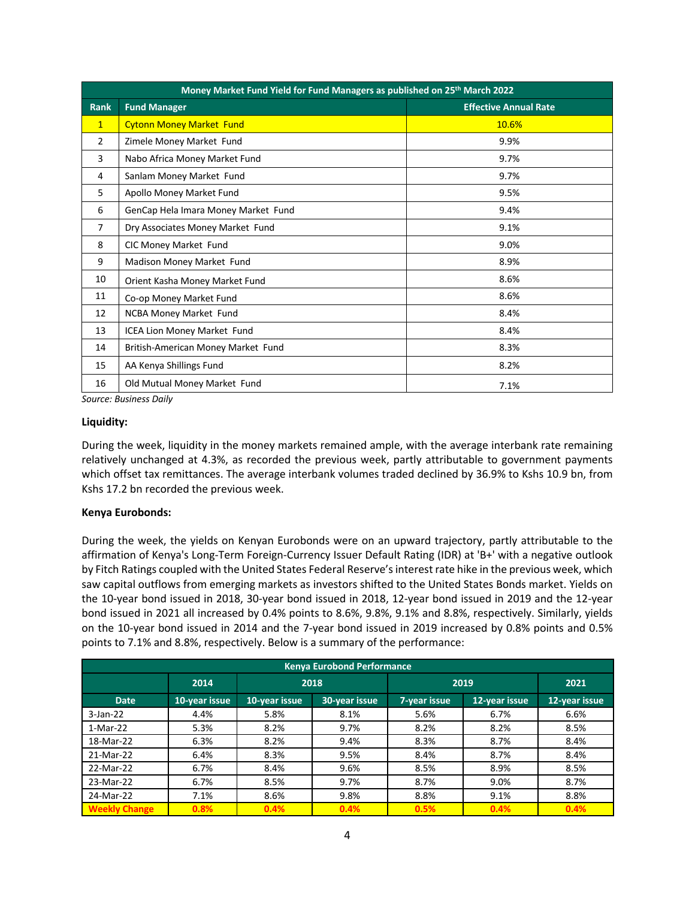| Money Market Fund Yield for Fund Managers as published on 25th March 2022 | | |
|---|---|---|
| **Rank** | **Fund Manager** | **Effective Annual Rate** |
| 1 | Cytonn Money Market Fund | 10.6% |
| 2 | Zimele Money Market Fund | 9.9% |
| 3 | Nabo Africa Money Market Fund | 9.7% |
| 4 | Sanlam Money Market Fund | 9.7% |
| 5 | Apollo Money Market Fund | 9.5% |
| 6 | GenCap Hela Imara Money Market Fund | 9.4% |
| 7 | Dry Associates Money Market Fund | 9.1% |
| 8 | CIC Money Market Fund | 9.0% |
| 9 | Madison Money Market Fund | 8.9% |
| 10 | Orient Kasha Money Market Fund | 8.6% |
| 11 | Co-op Money Market Fund | 8.6% |
| 12 | NCBA Money Market Fund | 8.4% |
| 13 | ICEA Lion Money Market Fund | 8.4% |
| 14 | British-American Money Market Fund | 8.3% |
| 15 | AA Kenya Shillings Fund | 8.2% |
| 16 | Old Mutual Money Market Fund | 7.1% |

*Source: Business Daily*

**Liquidity:**

During the week, liquidity in the money markets remained ample, with the average interbank rate remaining relatively unchanged at 4.3%, as recorded the previous week, partly attributable to government payments which offset tax remittances. The average interbank volumes traded declined by 36.9% to Kshs 10.9 bn, from Kshs 17.2 bn recorded the previous week.

**Kenya Eurobonds:**

During the week, the yields on Kenyan Eurobonds were on an upward trajectory, partly attributable to the affirmation of Kenya's Long-Term Foreign-Currency Issuer Default Rating (IDR) at 'B+' with a negative outlook by Fitch Ratings coupled with the United States Federal Reserve's interest rate hike in the previous week, which saw capital outflows from emerging markets as investors shifted to the United States Bonds market. Yields on the 10-year bond issued in 2018, 30-year bond issued in 2018, 12-year bond issued in 2019 and the 12-year bond issued in 2021 all increased by 0.4% points to 8.6%, 9.8%, 9.1% and 8.8%, respectively. Similarly, yields on the 10-year bond issued in 2014 and the 7-year bond issued in 2019 increased by 0.8% points and 0.5% points to 7.1% and 8.8%, respectively. Below is a summary of the performance:

| Kenya Eurobond Performance | | | | | | |
|---|---|---|---|---|---|---|
| | **2014** | **2018** | | **2019** | | **2021** |
| **Date** | **10-year issue** | **10-year issue** | **30-year issue** | **7-year issue** | **12-year issue** | **12-year issue** |
| 3-Jan-22 | 4.4% | 5.8% | 8.1% | 5.6% | 6.7% | 6.6% |
| 1-Mar-22 | 5.3% | 8.2% | 9.7% | 8.2% | 8.2% | 8.5% |
| 18-Mar-22 | 6.3% | 8.2% | 9.4% | 8.3% | 8.7% | 8.4% |
| 21-Mar-22 | 6.4% | 8.3% | 9.5% | 8.4% | 8.7% | 8.4% |
| 22-Mar-22 | 6.7% | 8.4% | 9.6% | 8.5% | 8.9% | 8.5% |
| 23-Mar-22 | 6.7% | 8.5% | 9.7% | 8.7% | 9.0% | 8.7% |
| 24-Mar-22 | 7.1% | 8.6% | 9.8% | 8.8% | 9.1% | 8.8% |
| **Weekly Change** | **0.8%** | **0.4%** | **0.4%** | **0.5%** | **0.4%** | **0.4%** |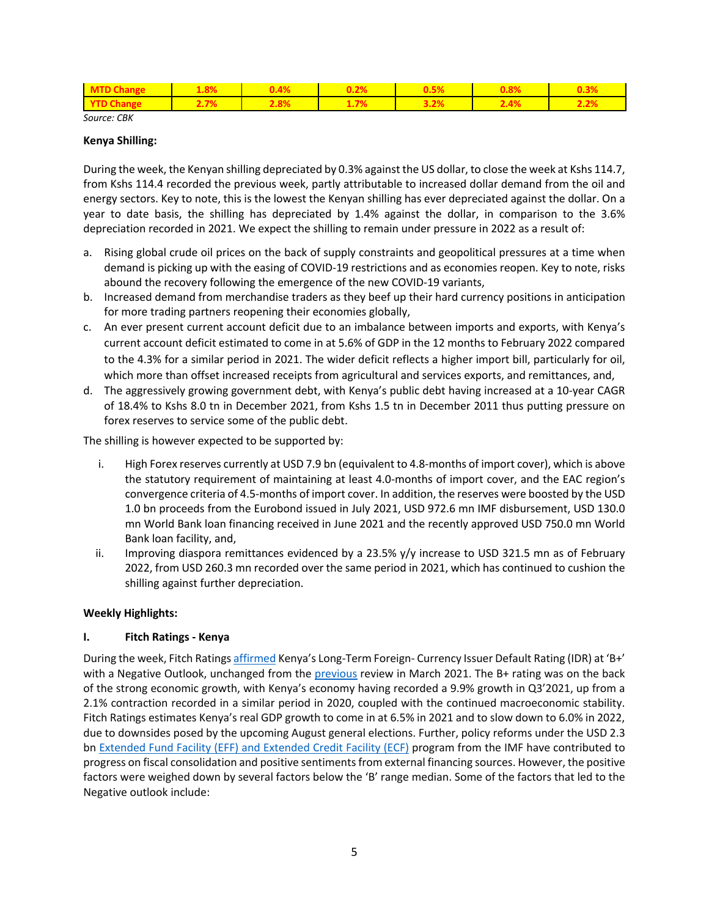| MTD Change | 1.8% | 0.4% | 0.2% | 0.5% | 0.8% | 0.3% |
|---|---|---|---|---|---|---|
| YTD Change | 2.7% | 2.8% | 1.7% | 3.2% | 2.4% | 2.2% |

*Source: CBK*

**Kenya Shilling:**

During the week, the Kenyan shilling depreciated by 0.3% against the US dollar, to close the week at Kshs 114.7, from Kshs 114.4 recorded the previous week, partly attributable to increased dollar demand from the oil and energy sectors. Key to note, this is the lowest the Kenyan shilling has ever depreciated against the dollar. On a year to date basis, the shilling has depreciated by 1.4% against the dollar, in comparison to the 3.6% depreciation recorded in 2021. We expect the shilling to remain under pressure in 2022 as a result of:

a. Rising global crude oil prices on the back of supply constraints and geopolitical pressures at a time when demand is picking up with the easing of COVID-19 restrictions and as economies reopen. Key to note, risks abound the recovery following the emergence of the new COVID-19 variants,
b. Increased demand from merchandise traders as they beef up their hard currency positions in anticipation for more trading partners reopening their economies globally,
c. An ever present current account deficit due to an imbalance between imports and exports, with Kenya's current account deficit estimated to come in at 5.6% of GDP in the 12 months to February 2022 compared to the 4.3% for a similar period in 2021. The wider deficit reflects a higher import bill, particularly for oil, which more than offset increased receipts from agricultural and services exports, and remittances, and,
d. The aggressively growing government debt, with Kenya's public debt having increased at a 10-year CAGR of 18.4% to Kshs 8.0 tn in December 2021, from Kshs 1.5 tn in December 2011 thus putting pressure on forex reserves to service some of the public debt.

The shilling is however expected to be supported by:

i. High Forex reserves currently at USD 7.9 bn (equivalent to 4.8-months of import cover), which is above the statutory requirement of maintaining at least 4.0-months of import cover, and the EAC region's convergence criteria of 4.5-months of import cover. In addition, the reserves were boosted by the USD 1.0 bn proceeds from the Eurobond issued in July 2021, USD 972.6 mn IMF disbursement, USD 130.0 mn World Bank loan financing received in June 2021 and the recently approved USD 750.0 mn World Bank loan facility, and,
ii. Improving diaspora remittances evidenced by a 23.5% y/y increase to USD 321.5 mn as of February 2022, from USD 260.3 mn recorded over the same period in 2021, which has continued to cushion the shilling against further depreciation.

**Weekly Highlights:**

**I. Fitch Ratings - Kenya**

During the week, Fitch Ratings affirmed Kenya's Long-Term Foreign- Currency Issuer Default Rating (IDR) at 'B+' with a Negative Outlook, unchanged from the previous review in March 2021. The B+ rating was on the back of the strong economic growth, with Kenya's economy having recorded a 9.9% growth in Q3'2021, up from a 2.1% contraction recorded in a similar period in 2020, coupled with the continued macroeconomic stability. Fitch Ratings estimates Kenya's real GDP growth to come in at 6.5% in 2021 and to slow down to 6.0% in 2022, due to downsides posed by the upcoming August general elections. Further, policy reforms under the USD 2.3 bn Extended Fund Facility (EFF) and Extended Credit Facility (ECF) program from the IMF have contributed to progress on fiscal consolidation and positive sentiments from external financing sources. However, the positive factors were weighed down by several factors below the 'B' range median. Some of the factors that led to the Negative outlook include: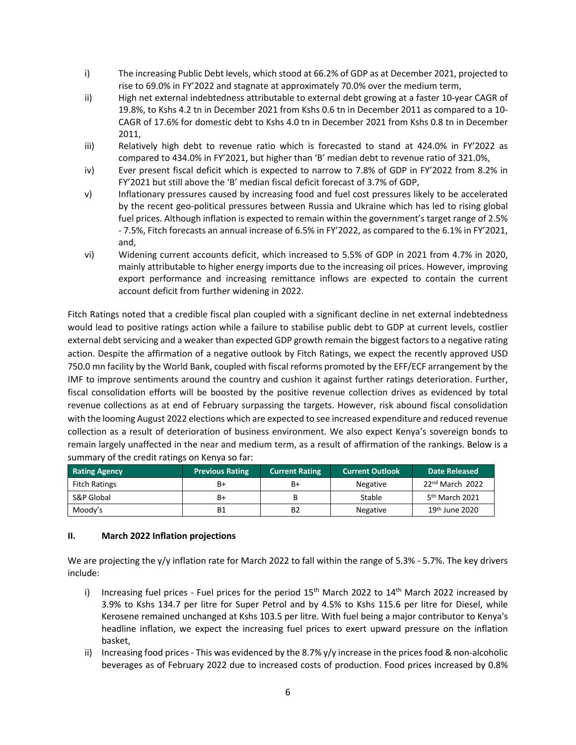i) The increasing Public Debt levels, which stood at 66.2% of GDP as at December 2021, projected to rise to 69.0% in FY'2022 and stagnate at approximately 70.0% over the medium term,
ii) High net external indebtedness attributable to external debt growing at a faster 10-year CAGR of 19.8%, to Kshs 4.2 tn in December 2021 from Kshs 0.6 tn in December 2011 as compared to a 10-CAGR of 17.6% for domestic debt to Kshs 4.0 tn in December 2021 from Kshs 0.8 tn in December 2011,
iii) Relatively high debt to revenue ratio which is forecasted to stand at 424.0% in FY'2022 as compared to 434.0% in FY'2021, but higher than 'B' median debt to revenue ratio of 321.0%,
iv) Ever present fiscal deficit which is expected to narrow to 7.8% of GDP in FY'2022 from 8.2% in FY'2021 but still above the 'B' median fiscal deficit forecast of 3.7% of GDP,
v) Inflationary pressures caused by increasing food and fuel cost pressures likely to be accelerated by the recent geo-political pressures between Russia and Ukraine which has led to rising global fuel prices. Although inflation is expected to remain within the government's target range of 2.5% - 7.5%, Fitch forecasts an annual increase of 6.5% in FY'2022, as compared to the 6.1% in FY'2021, and,
vi) Widening current accounts deficit, which increased to 5.5% of GDP in 2021 from 4.7% in 2020, mainly attributable to higher energy imports due to the increasing oil prices. However, improving export performance and increasing remittance inflows are expected to contain the current account deficit from further widening in 2022.

Fitch Ratings noted that a credible fiscal plan coupled with a significant decline in net external indebtedness would lead to positive ratings action while a failure to stabilise public debt to GDP at current levels, costlier external debt servicing and a weaker than expected GDP growth remain the biggest factors to a negative rating action. Despite the affirmation of a negative outlook by Fitch Ratings, we expect the recently approved USD 750.0 mn facility by the World Bank, coupled with fiscal reforms promoted by the EFF/ECF arrangement by the IMF to improve sentiments around the country and cushion it against further ratings deterioration. Further, fiscal consolidation efforts will be boosted by the positive revenue collection drives as evidenced by total revenue collections as at end of February surpassing the targets. However, risk abound fiscal consolidation with the looming August 2022 elections which are expected to see increased expenditure and reduced revenue collection as a result of deterioration of business environment. We also expect Kenya's sovereign bonds to remain largely unaffected in the near and medium term, as a result of affirmation of the rankings. Below is a summary of the credit ratings on Kenya so far:

| Rating Agency | Previous Rating | Current Rating | Current Outlook | Date Released |
|---|---|---|---|---|
| Fitch Ratings | B+ | B+ | Negative | 22nd March 2022 |
| S&P Global | B+ | B | Stable | 5th March 2021 |
| Moody's | B1 | B2 | Negative | 19th June 2020 |

## II. March 2022 Inflation projections

We are projecting the y/y inflation rate for March 2022 to fall within the range of 5.3% - 5.7%. The key drivers include:

i) Increasing fuel prices - Fuel prices for the period 15th March 2022 to 14th March 2022 increased by 3.9% to Kshs 134.7 per litre for Super Petrol and by 4.5% to Kshs 115.6 per litre for Diesel, while Kerosene remained unchanged at Kshs 103.5 per litre. With fuel being a major contributor to Kenya's headline inflation, we expect the increasing fuel prices to exert upward pressure on the inflation basket,
ii) Increasing food prices - This was evidenced by the 8.7% y/y increase in the prices food & non-alcoholic beverages as of February 2022 due to increased costs of production. Food prices increased by 0.8%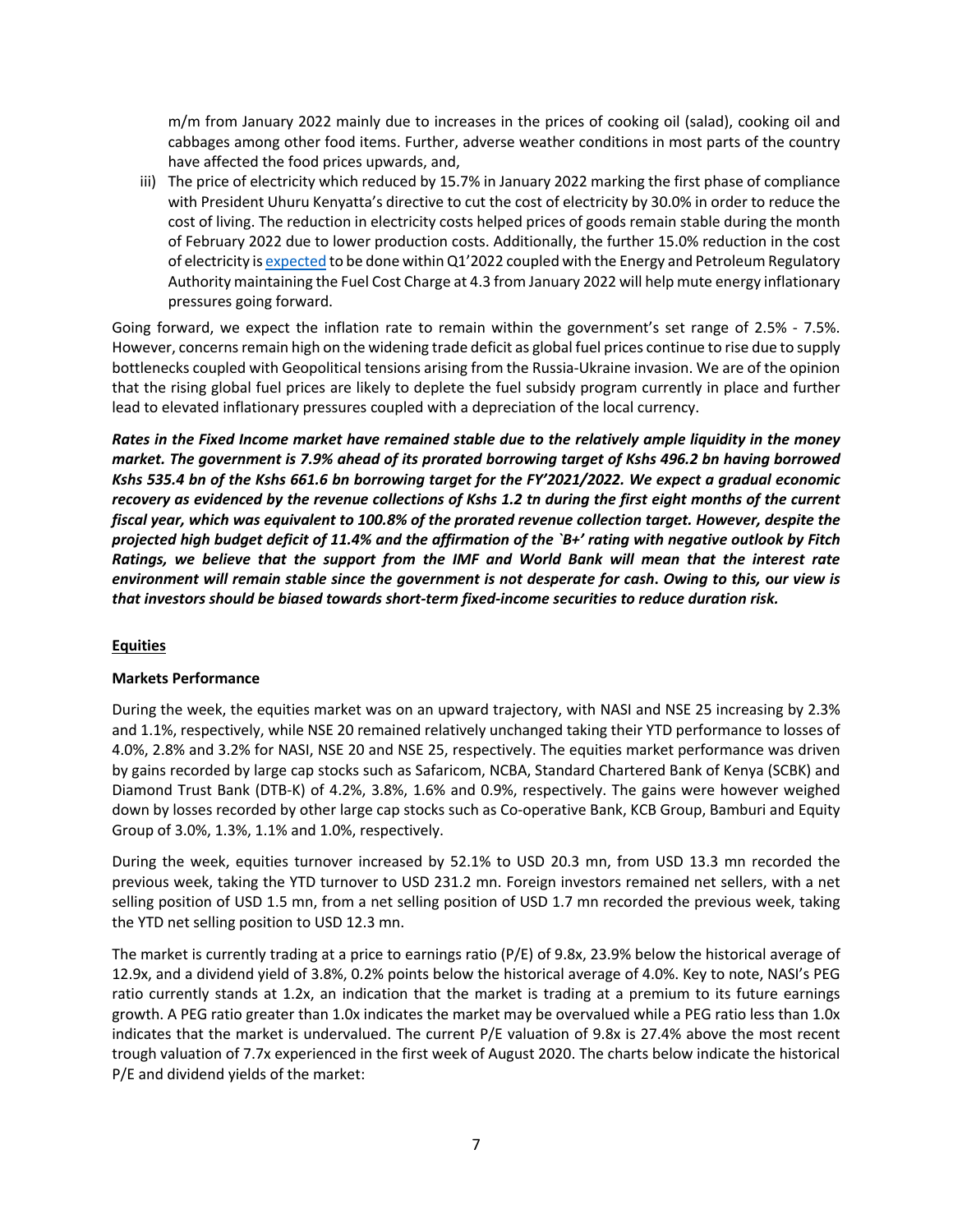m/m from January 2022 mainly due to increases in the prices of cooking oil (salad), cooking oil and cabbages among other food items. Further, adverse weather conditions in most parts of the country have affected the food prices upwards, and,

iii) The price of electricity which reduced by 15.7% in January 2022 marking the first phase of compliance with President Uhuru Kenyatta's directive to cut the cost of electricity by 30.0% in order to reduce the cost of living. The reduction in electricity costs helped prices of goods remain stable during the month of February 2022 due to lower production costs. Additionally, the further 15.0% reduction in the cost of electricity is expected to be done within Q1'2022 coupled with the Energy and Petroleum Regulatory Authority maintaining the Fuel Cost Charge at 4.3 from January 2022 will help mute energy inflationary pressures going forward.

Going forward, we expect the inflation rate to remain within the government's set range of 2.5% - 7.5%. However, concerns remain high on the widening trade deficit as global fuel prices continue to rise due to supply bottlenecks coupled with Geopolitical tensions arising from the Russia-Ukraine invasion. We are of the opinion that the rising global fuel prices are likely to deplete the fuel subsidy program currently in place and further lead to elevated inflationary pressures coupled with a depreciation of the local currency.

***Rates in the Fixed Income market have remained stable due to the relatively ample liquidity in the money market. The government is 7.9% ahead of its prorated borrowing target of Kshs 496.2 bn having borrowed Kshs 535.4 bn of the Kshs 661.6 bn borrowing target for the FY'2021/2022. We expect a gradual economic recovery as evidenced by the revenue collections of Kshs 1.2 tn during the first eight months of the current fiscal year, which was equivalent to 100.8% of the prorated revenue collection target. However, despite the projected high budget deficit of 11.4% and the affirmation of the `B+' rating with negative outlook by Fitch Ratings, we believe that the support from the IMF and World Bank will mean that the interest rate environment will remain stable since the government is not desperate for cash. Owing to this, our view is that investors should be biased towards short-term fixed-income securities to reduce duration risk.***

## Equities

### Markets Performance

During the week, the equities market was on an upward trajectory, with NASI and NSE 25 increasing by 2.3% and 1.1%, respectively, while NSE 20 remained relatively unchanged taking their YTD performance to losses of 4.0%, 2.8% and 3.2% for NASI, NSE 20 and NSE 25, respectively. The equities market performance was driven by gains recorded by large cap stocks such as Safaricom, NCBA, Standard Chartered Bank of Kenya (SCBK) and Diamond Trust Bank (DTB-K) of 4.2%, 3.8%, 1.6% and 0.9%, respectively. The gains were however weighed down by losses recorded by other large cap stocks such as Co-operative Bank, KCB Group, Bamburi and Equity Group of 3.0%, 1.3%, 1.1% and 1.0%, respectively.

During the week, equities turnover increased by 52.1% to USD 20.3 mn, from USD 13.3 mn recorded the previous week, taking the YTD turnover to USD 231.2 mn. Foreign investors remained net sellers, with a net selling position of USD 1.5 mn, from a net selling position of USD 1.7 mn recorded the previous week, taking the YTD net selling position to USD 12.3 mn.

The market is currently trading at a price to earnings ratio (P/E) of 9.8x, 23.9% below the historical average of 12.9x, and a dividend yield of 3.8%, 0.2% points below the historical average of 4.0%. Key to note, NASI's PEG ratio currently stands at 1.2x, an indication that the market is trading at a premium to its future earnings growth. A PEG ratio greater than 1.0x indicates the market may be overvalued while a PEG ratio less than 1.0x indicates that the market is undervalued. The current P/E valuation of 9.8x is 27.4% above the most recent trough valuation of 7.7x experienced in the first week of August 2020. The charts below indicate the historical P/E and dividend yields of the market: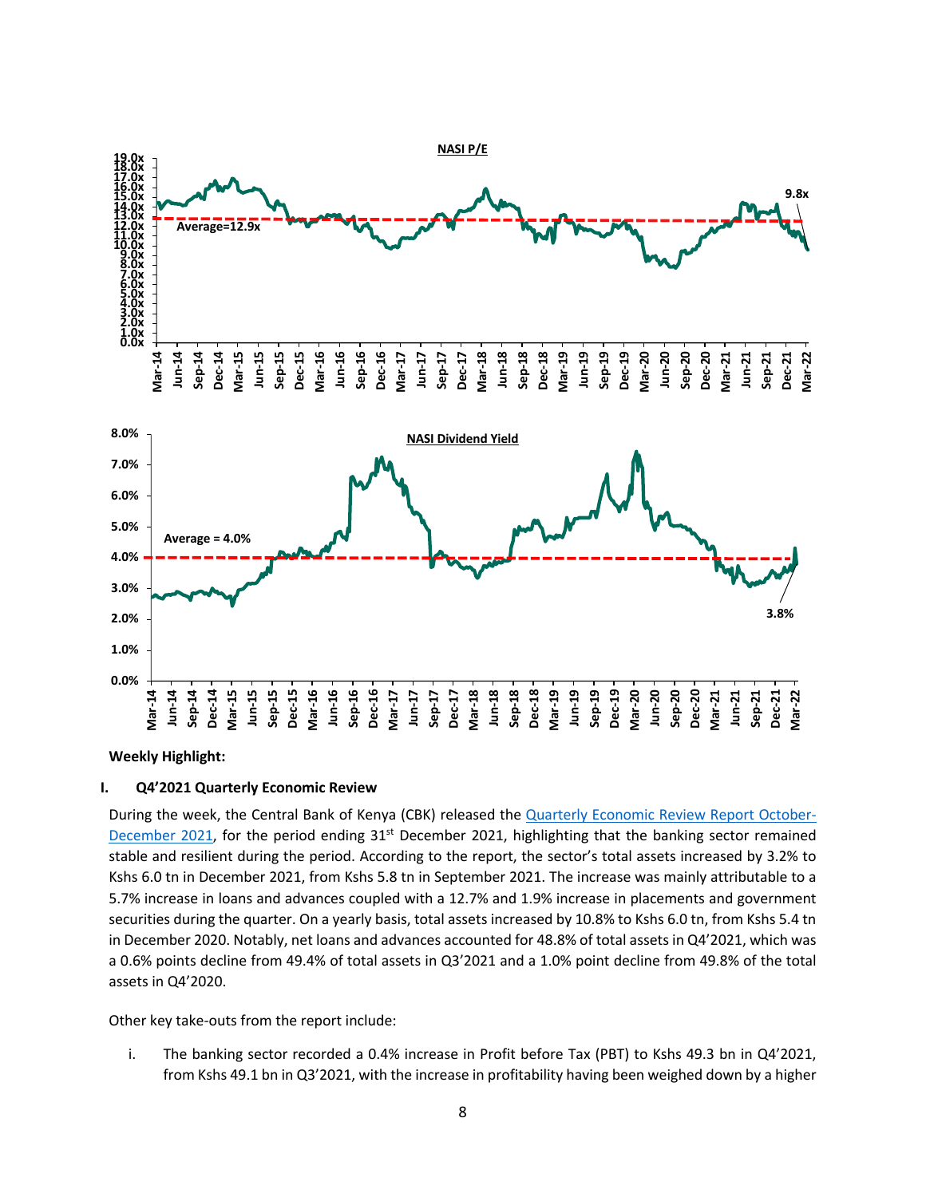**NASI P/E**

**NASI Dividend Yield**

**Weekly Highlight:**

**I. Q4'2021 Quarterly Economic Review**

During the week, the Central Bank of Kenya (CBK) released the [Quarterly Economic Review Report October-December 2021](), for the period ending 31st December 2021, highlighting that the banking sector remained stable and resilient during the period. According to the report, the sector's total assets increased by 3.2% to Kshs 6.0 tn in December 2021, from Kshs 5.8 tn in September 2021. The increase was mainly attributable to a 5.7% increase in loans and advances coupled with a 12.7% and 1.9% increase in placements and government securities during the quarter. On a yearly basis, total assets increased by 10.8% to Kshs 6.0 tn, from Kshs 5.4 tn in December 2020. Notably, net loans and advances accounted for 48.8% of total assets in Q4'2021, which was a 0.6% points decline from 49.4% of total assets in Q3'2021 and a 1.0% point decline from 49.8% of the total assets in Q4'2020.

Other key take-outs from the report include:

i. The banking sector recorded a 0.4% increase in Profit before Tax (PBT) to Kshs 49.3 bn in Q4'2021, from Kshs 49.1 bn in Q3'2021, with the increase in profitability having been weighed down by a higher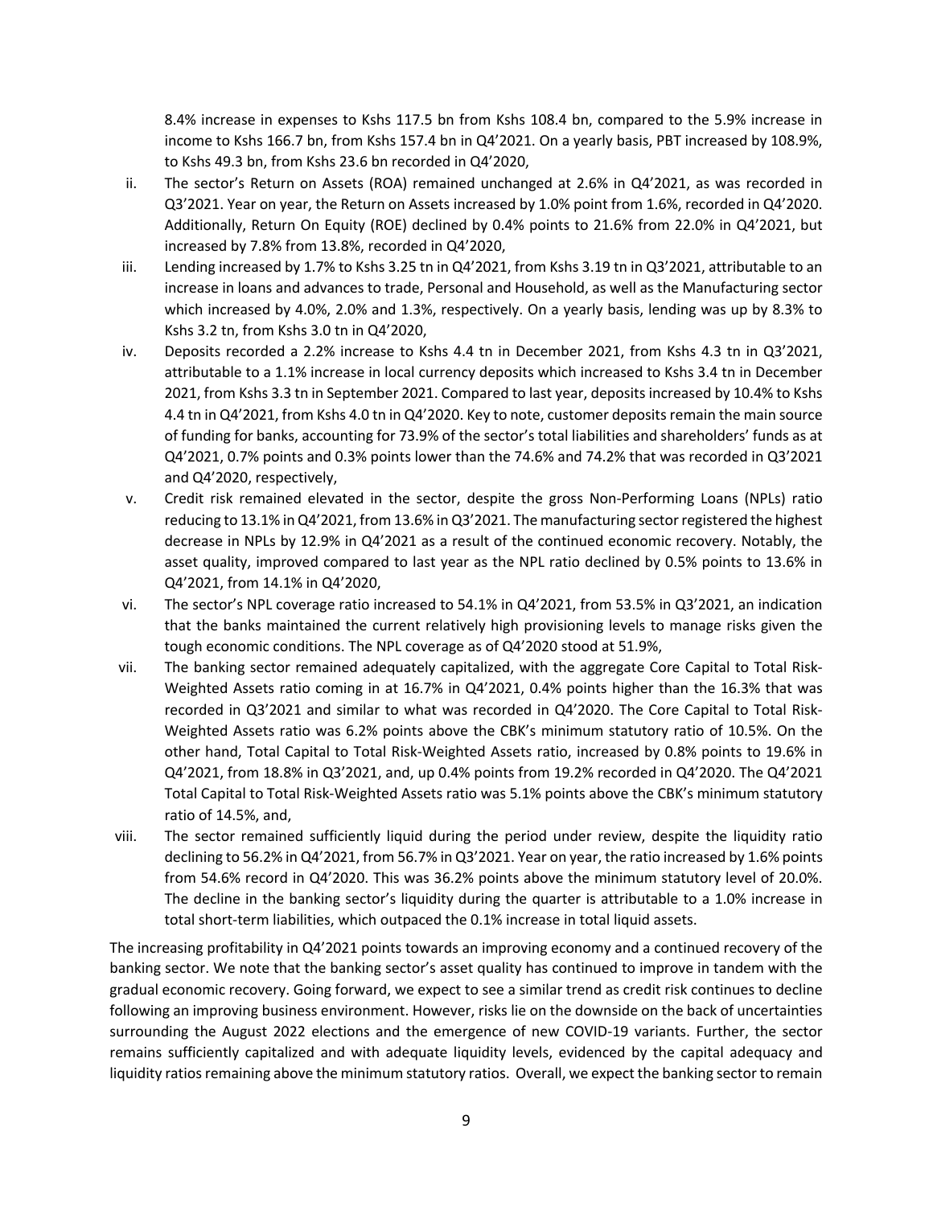8.4% increase in expenses to Kshs 117.5 bn from Kshs 108.4 bn, compared to the 5.9% increase in income to Kshs 166.7 bn, from Kshs 157.4 bn in Q4'2021. On a yearly basis, PBT increased by 108.9%, to Kshs 49.3 bn, from Kshs 23.6 bn recorded in Q4'2020,

ii. The sector's Return on Assets (ROA) remained unchanged at 2.6% in Q4'2021, as was recorded in Q3'2021. Year on year, the Return on Assets increased by 1.0% point from 1.6%, recorded in Q4'2020. Additionally, Return On Equity (ROE) declined by 0.4% points to 21.6% from 22.0% in Q4'2021, but increased by 7.8% from 13.8%, recorded in Q4'2020,

iii. Lending increased by 1.7% to Kshs 3.25 tn in Q4'2021, from Kshs 3.19 tn in Q3'2021, attributable to an increase in loans and advances to trade, Personal and Household, as well as the Manufacturing sector which increased by 4.0%, 2.0% and 1.3%, respectively. On a yearly basis, lending was up by 8.3% to Kshs 3.2 tn, from Kshs 3.0 tn in Q4'2020,

iv. Deposits recorded a 2.2% increase to Kshs 4.4 tn in December 2021, from Kshs 4.3 tn in Q3'2021, attributable to a 1.1% increase in local currency deposits which increased to Kshs 3.4 tn in December 2021, from Kshs 3.3 tn in September 2021. Compared to last year, deposits increased by 10.4% to Kshs 4.4 tn in Q4'2021, from Kshs 4.0 tn in Q4'2020. Key to note, customer deposits remain the main source of funding for banks, accounting for 73.9% of the sector's total liabilities and shareholders' funds as at Q4'2021, 0.7% points and 0.3% points lower than the 74.6% and 74.2% that was recorded in Q3'2021 and Q4'2020, respectively,

v. Credit risk remained elevated in the sector, despite the gross Non-Performing Loans (NPLs) ratio reducing to 13.1% in Q4'2021, from 13.6% in Q3'2021. The manufacturing sector registered the highest decrease in NPLs by 12.9% in Q4'2021 as a result of the continued economic recovery. Notably, the asset quality, improved compared to last year as the NPL ratio declined by 0.5% points to 13.6% in Q4'2021, from 14.1% in Q4'2020,

vi. The sector's NPL coverage ratio increased to 54.1% in Q4'2021, from 53.5% in Q3'2021, an indication that the banks maintained the current relatively high provisioning levels to manage risks given the tough economic conditions. The NPL coverage as of Q4'2020 stood at 51.9%,

vii. The banking sector remained adequately capitalized, with the aggregate Core Capital to Total Risk-Weighted Assets ratio coming in at 16.7% in Q4'2021, 0.4% points higher than the 16.3% that was recorded in Q3'2021 and similar to what was recorded in Q4'2020. The Core Capital to Total Risk-Weighted Assets ratio was 6.2% points above the CBK's minimum statutory ratio of 10.5%. On the other hand, Total Capital to Total Risk-Weighted Assets ratio, increased by 0.8% points to 19.6% in Q4'2021, from 18.8% in Q3'2021, and, up 0.4% points from 19.2% recorded in Q4'2020. The Q4'2021 Total Capital to Total Risk-Weighted Assets ratio was 5.1% points above the CBK's minimum statutory ratio of 14.5%, and,

viii. The sector remained sufficiently liquid during the period under review, despite the liquidity ratio declining to 56.2% in Q4'2021, from 56.7% in Q3'2021. Year on year, the ratio increased by 1.6% points from 54.6% record in Q4'2020. This was 36.2% points above the minimum statutory level of 20.0%. The decline in the banking sector's liquidity during the quarter is attributable to a 1.0% increase in total short-term liabilities, which outpaced the 0.1% increase in total liquid assets.

The increasing profitability in Q4'2021 points towards an improving economy and a continued recovery of the banking sector. We note that the banking sector's asset quality has continued to improve in tandem with the gradual economic recovery. Going forward, we expect to see a similar trend as credit risk continues to decline following an improving business environment. However, risks lie on the downside on the back of uncertainties surrounding the August 2022 elections and the emergence of new COVID-19 variants. Further, the sector remains sufficiently capitalized and with adequate liquidity levels, evidenced by the capital adequacy and liquidity ratios remaining above the minimum statutory ratios. Overall, we expect the banking sector to remain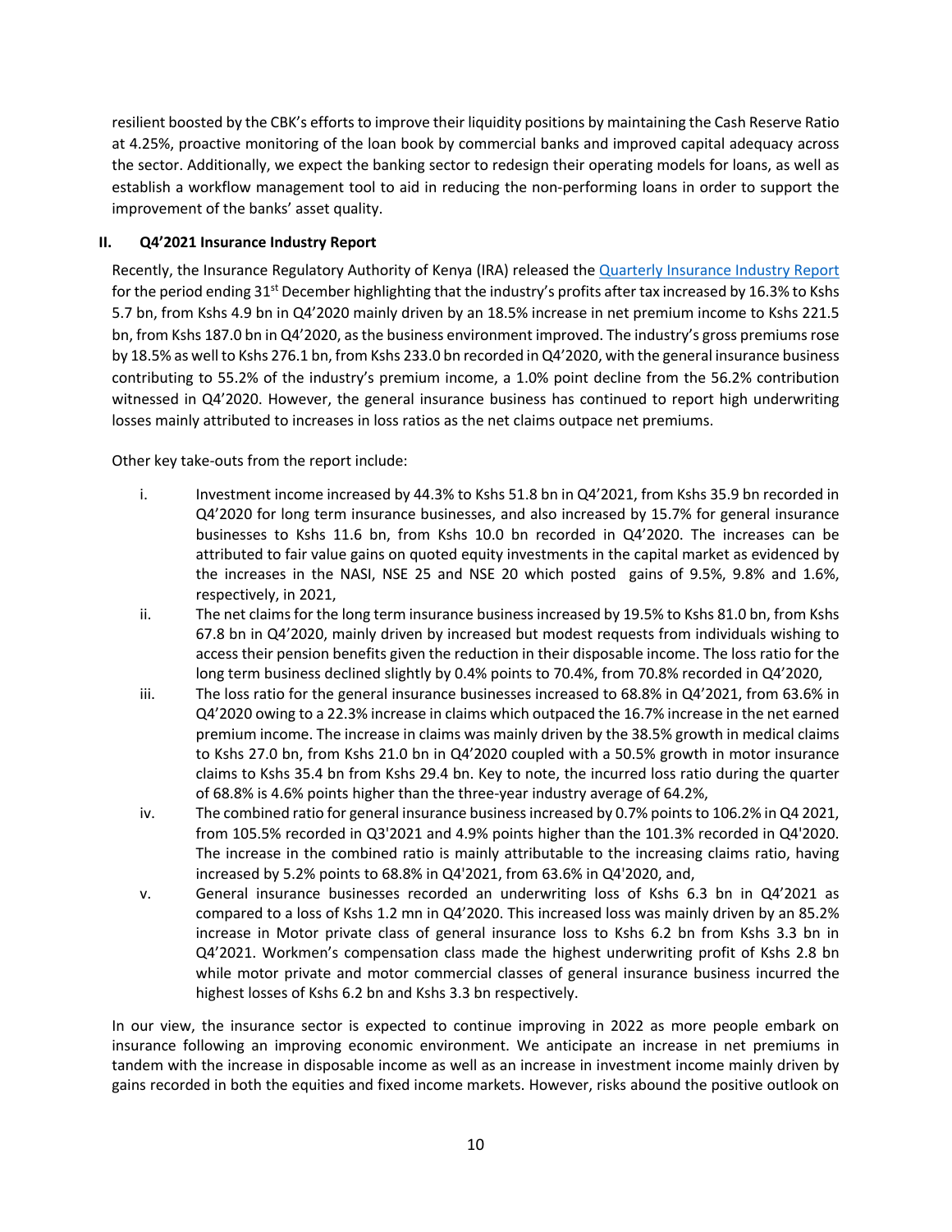resilient boosted by the CBK's efforts to improve their liquidity positions by maintaining the Cash Reserve Ratio at 4.25%, proactive monitoring of the loan book by commercial banks and improved capital adequacy across the sector. Additionally, we expect the banking sector to redesign their operating models for loans, as well as establish a workflow management tool to aid in reducing the non-performing loans in order to support the improvement of the banks' asset quality.

### II. Q4'2021 Insurance Industry Report

Recently, the Insurance Regulatory Authority of Kenya (IRA) released the [Quarterly Insurance Industry Report]() for the period ending 31st December highlighting that the industry's profits after tax increased by 16.3% to Kshs 5.7 bn, from Kshs 4.9 bn in Q4'2020 mainly driven by an 18.5% increase in net premium income to Kshs 221.5 bn, from Kshs 187.0 bn in Q4'2020, as the business environment improved. The industry's gross premiums rose by 18.5% as well to Kshs 276.1 bn, from Kshs 233.0 bn recorded in Q4'2020, with the general insurance business contributing to 55.2% of the industry's premium income, a 1.0% point decline from the 56.2% contribution witnessed in Q4'2020. However, the general insurance business has continued to report high underwriting losses mainly attributed to increases in loss ratios as the net claims outpace net premiums.

Other key take-outs from the report include:

i. Investment income increased by 44.3% to Kshs 51.8 bn in Q4'2021, from Kshs 35.9 bn recorded in Q4'2020 for long term insurance businesses, and also increased by 15.7% for general insurance businesses to Kshs 11.6 bn, from Kshs 10.0 bn recorded in Q4'2020. The increases can be attributed to fair value gains on quoted equity investments in the capital market as evidenced by the increases in the NASI, NSE 25 and NSE 20 which posted gains of 9.5%, 9.8% and 1.6%, respectively, in 2021,
ii. The net claims for the long term insurance business increased by 19.5% to Kshs 81.0 bn, from Kshs 67.8 bn in Q4'2020, mainly driven by increased but modest requests from individuals wishing to access their pension benefits given the reduction in their disposable income. The loss ratio for the long term business declined slightly by 0.4% points to 70.4%, from 70.8% recorded in Q4'2020,
iii. The loss ratio for the general insurance businesses increased to 68.8% in Q4'2021, from 63.6% in Q4'2020 owing to a 22.3% increase in claims which outpaced the 16.7% increase in the net earned premium income. The increase in claims was mainly driven by the 38.5% growth in medical claims to Kshs 27.0 bn, from Kshs 21.0 bn in Q4'2020 coupled with a 50.5% growth in motor insurance claims to Kshs 35.4 bn from Kshs 29.4 bn. Key to note, the incurred loss ratio during the quarter of 68.8% is 4.6% points higher than the three-year industry average of 64.2%,
iv. The combined ratio for general insurance business increased by 0.7% points to 106.2% in Q4 2021, from 105.5% recorded in Q3'2021 and 4.9% points higher than the 101.3% recorded in Q4'2020. The increase in the combined ratio is mainly attributable to the increasing claims ratio, having increased by 5.2% points to 68.8% in Q4'2021, from 63.6% in Q4'2020, and,
v. General insurance businesses recorded an underwriting loss of Kshs 6.3 bn in Q4'2021 as compared to a loss of Kshs 1.2 mn in Q4'2020. This increased loss was mainly driven by an 85.2% increase in Motor private class of general insurance loss to Kshs 6.2 bn from Kshs 3.3 bn in Q4'2021. Workmen's compensation class made the highest underwriting profit of Kshs 2.8 bn while motor private and motor commercial classes of general insurance business incurred the highest losses of Kshs 6.2 bn and Kshs 3.3 bn respectively.

In our view, the insurance sector is expected to continue improving in 2022 as more people embark on insurance following an improving economic environment. We anticipate an increase in net premiums in tandem with the increase in disposable income as well as an increase in investment income mainly driven by gains recorded in both the equities and fixed income markets. However, risks abound the positive outlook on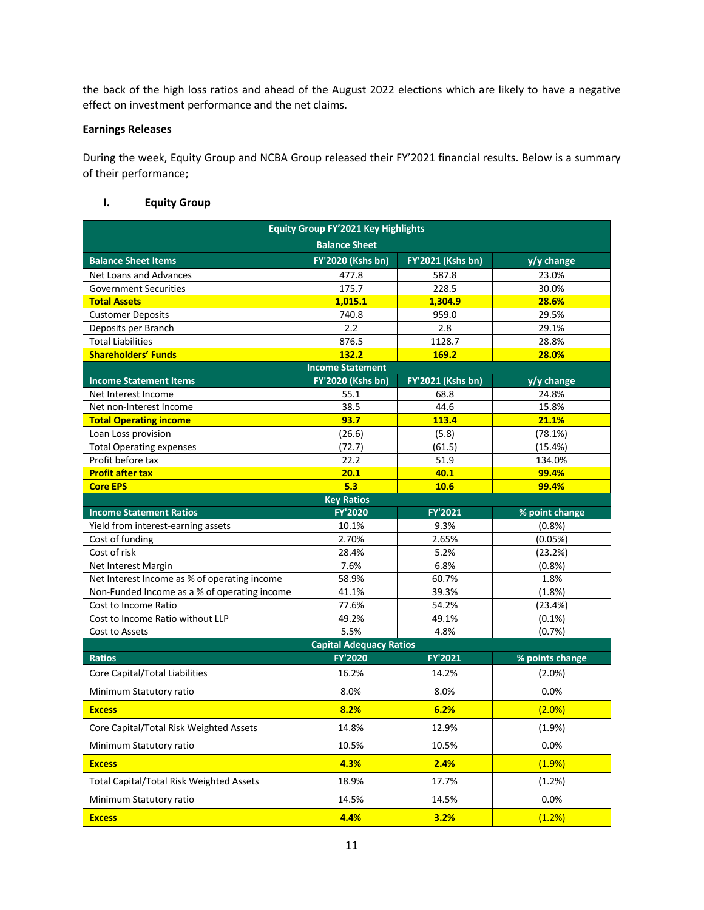the back of the high loss ratios and ahead of the August 2022 elections which are likely to have a negative effect on investment performance and the net claims.

**Earnings Releases**

During the week, Equity Group and NCBA Group released their FY'2021 financial results. Below is a summary of their performance;

## I. Equity Group

| Equity Group FY'2021 Key Highlights | | | |
|---|---|---|---|
| **Balance Sheet** | | | |
| **Balance Sheet Items** | **FY'2020 (Kshs bn)** | **FY'2021 (Kshs bn)** | **y/y change** |
| Net Loans and Advances | 477.8 | 587.8 | 23.0% |
| Government Securities | 175.7 | 228.5 | 30.0% |
| **Total Assets** | **1,015.1** | **1,304.9** | **28.6%** |
| Customer Deposits | 740.8 | 959.0 | 29.5% |
| Deposits per Branch | 2.2 | 2.8 | 29.1% |
| Total Liabilities | 876.5 | 1128.7 | 28.8% |
| **Shareholders' Funds** | **132.2** | **169.2** | **28.0%** |
| **Income Statement** | | | |
| **Income Statement Items** | **FY'2020 (Kshs bn)** | **FY'2021 (Kshs bn)** | **y/y change** |
| Net Interest Income | 55.1 | 68.8 | 24.8% |
| Net non-Interest Income | 38.5 | 44.6 | 15.8% |
| **Total Operating income** | **93.7** | **113.4** | **21.1%** |
| Loan Loss provision | (26.6) | (5.8) | (78.1%) |
| Total Operating expenses | (72.7) | (61.5) | (15.4%) |
| Profit before tax | 22.2 | 51.9 | 134.0% |
| **Profit after tax** | **20.1** | **40.1** | **99.4%** |
| **Core EPS** | **5.3** | **10.6** | **99.4%** |
| **Key Ratios** | | | |
| **Income Statement Ratios** | **FY'2020** | **FY'2021** | **% point change** |
| Yield from interest-earning assets | 10.1% | 9.3% | (0.8%) |
| Cost of funding | 2.70% | 2.65% | (0.05%) |
| Cost of risk | 28.4% | 5.2% | (23.2%) |
| Net Interest Margin | 7.6% | 6.8% | (0.8%) |
| Net Interest Income as % of operating income | 58.9% | 60.7% | 1.8% |
| Non-Funded Income as a % of operating income | 41.1% | 39.3% | (1.8%) |
| Cost to Income Ratio | 77.6% | 54.2% | (23.4%) |
| Cost to Income Ratio without LLP | 49.2% | 49.1% | (0.1%) |
| Cost to Assets | 5.5% | 4.8% | (0.7%) |
| **Capital Adequacy Ratios** | | | |
| **Ratios** | **FY'2020** | **FY'2021** | **% points change** |
| Core Capital/Total Liabilities | 16.2% | 14.2% | (2.0%) |
| Minimum Statutory ratio | 8.0% | 8.0% | 0.0% |
| **Excess** | **8.2%** | **6.2%** | **(2.0%)** |
| Core Capital/Total Risk Weighted Assets | 14.8% | 12.9% | (1.9%) |
| Minimum Statutory ratio | 10.5% | 10.5% | 0.0% |
| **Excess** | **4.3%** | **2.4%** | **(1.9%)** |
| Total Capital/Total Risk Weighted Assets | 18.9% | 17.7% | (1.2%) |
| Minimum Statutory ratio | 14.5% | 14.5% | 0.0% |
| **Excess** | **4.4%** | **3.2%** | **(1.2%)** |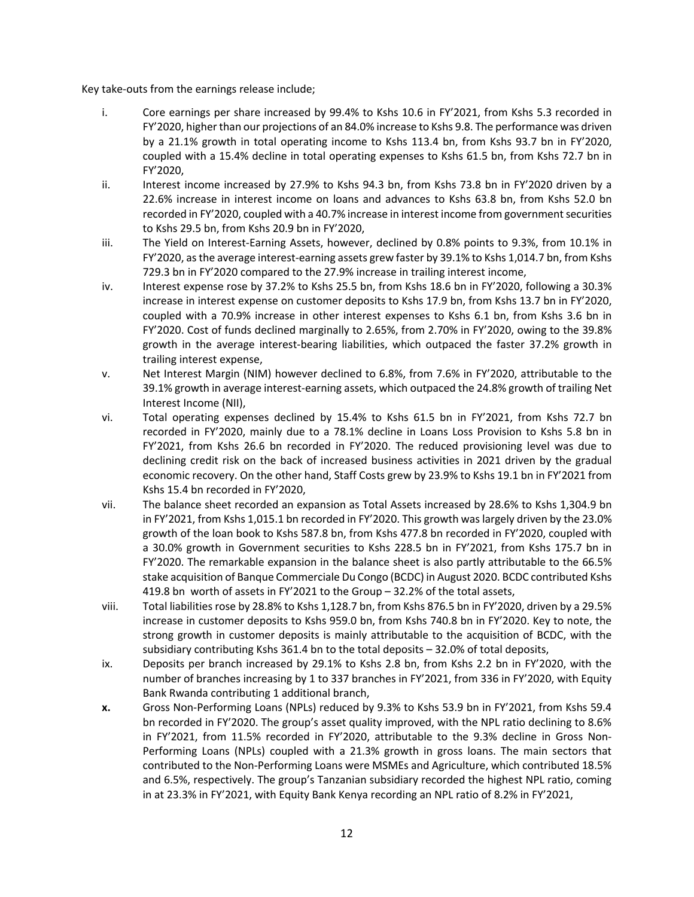Key take-outs from the earnings release include;

i. Core earnings per share increased by 99.4% to Kshs 10.6 in FY'2021, from Kshs 5.3 recorded in FY'2020, higher than our projections of an 84.0% increase to Kshs 9.8. The performance was driven by a 21.1% growth in total operating income to Kshs 113.4 bn, from Kshs 93.7 bn in FY'2020, coupled with a 15.4% decline in total operating expenses to Kshs 61.5 bn, from Kshs 72.7 bn in FY'2020,

ii. Interest income increased by 27.9% to Kshs 94.3 bn, from Kshs 73.8 bn in FY'2020 driven by a 22.6% increase in interest income on loans and advances to Kshs 63.8 bn, from Kshs 52.0 bn recorded in FY'2020, coupled with a 40.7% increase in interest income from government securities to Kshs 29.5 bn, from Kshs 20.9 bn in FY'2020,

iii. The Yield on Interest-Earning Assets, however, declined by 0.8% points to 9.3%, from 10.1% in FY'2020, as the average interest-earning assets grew faster by 39.1% to Kshs 1,014.7 bn, from Kshs 729.3 bn in FY'2020 compared to the 27.9% increase in trailing interest income,

iv. Interest expense rose by 37.2% to Kshs 25.5 bn, from Kshs 18.6 bn in FY'2020, following a 30.3% increase in interest expense on customer deposits to Kshs 17.9 bn, from Kshs 13.7 bn in FY'2020, coupled with a 70.9% increase in other interest expenses to Kshs 6.1 bn, from Kshs 3.6 bn in FY'2020. Cost of funds declined marginally to 2.65%, from 2.70% in FY'2020, owing to the 39.8% growth in the average interest-bearing liabilities, which outpaced the faster 37.2% growth in trailing interest expense,

v. Net Interest Margin (NIM) however declined to 6.8%, from 7.6% in FY'2020, attributable to the 39.1% growth in average interest-earning assets, which outpaced the 24.8% growth of trailing Net Interest Income (NII),

vi. Total operating expenses declined by 15.4% to Kshs 61.5 bn in FY'2021, from Kshs 72.7 bn recorded in FY'2020, mainly due to a 78.1% decline in Loans Loss Provision to Kshs 5.8 bn in FY'2021, from Kshs 26.6 bn recorded in FY'2020. The reduced provisioning level was due to declining credit risk on the back of increased business activities in 2021 driven by the gradual economic recovery. On the other hand, Staff Costs grew by 23.9% to Kshs 19.1 bn in FY'2021 from Kshs 15.4 bn recorded in FY'2020,

vii. The balance sheet recorded an expansion as Total Assets increased by 28.6% to Kshs 1,304.9 bn in FY'2021, from Kshs 1,015.1 bn recorded in FY'2020. This growth was largely driven by the 23.0% growth of the loan book to Kshs 587.8 bn, from Kshs 477.8 bn recorded in FY'2020, coupled with a 30.0% growth in Government securities to Kshs 228.5 bn in FY'2021, from Kshs 175.7 bn in FY'2020. The remarkable expansion in the balance sheet is also partly attributable to the 66.5% stake acquisition of Banque Commerciale Du Congo (BCDC) in August 2020. BCDC contributed Kshs 419.8 bn worth of assets in FY'2021 to the Group – 32.2% of the total assets,

viii. Total liabilities rose by 28.8% to Kshs 1,128.7 bn, from Kshs 876.5 bn in FY'2020, driven by a 29.5% increase in customer deposits to Kshs 959.0 bn, from Kshs 740.8 bn in FY'2020. Key to note, the strong growth in customer deposits is mainly attributable to the acquisition of BCDC, with the subsidiary contributing Kshs 361.4 bn to the total deposits – 32.0% of total deposits,

ix. Deposits per branch increased by 29.1% to Kshs 2.8 bn, from Kshs 2.2 bn in FY'2020, with the number of branches increasing by 1 to 337 branches in FY'2021, from 336 in FY'2020, with Equity Bank Rwanda contributing 1 additional branch,

**x.** Gross Non-Performing Loans (NPLs) reduced by 9.3% to Kshs 53.9 bn in FY'2021, from Kshs 59.4 bn recorded in FY'2020. The group's asset quality improved, with the NPL ratio declining to 8.6% in FY'2021, from 11.5% recorded in FY'2020, attributable to the 9.3% decline in Gross Non-Performing Loans (NPLs) coupled with a 21.3% growth in gross loans. The main sectors that contributed to the Non-Performing Loans were MSMEs and Agriculture, which contributed 18.5% and 6.5%, respectively. The group's Tanzanian subsidiary recorded the highest NPL ratio, coming in at 23.3% in FY'2021, with Equity Bank Kenya recording an NPL ratio of 8.2% in FY'2021,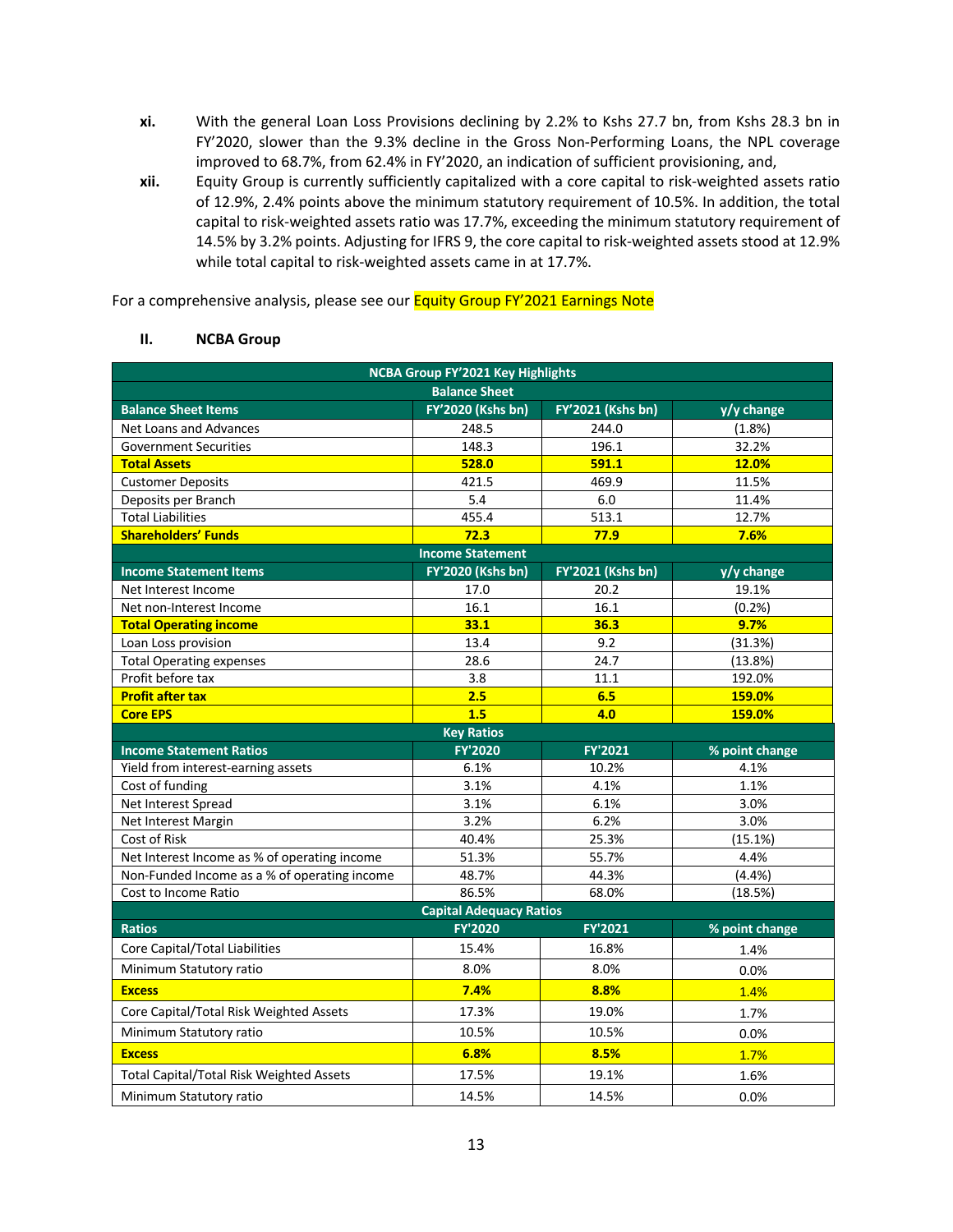xi. With the general Loan Loss Provisions declining by 2.2% to Kshs 27.7 bn, from Kshs 28.3 bn in FY'2020, slower than the 9.3% decline in the Gross Non-Performing Loans, the NPL coverage improved to 68.7%, from 62.4% in FY'2020, an indication of sufficient provisioning, and,

xii. Equity Group is currently sufficiently capitalized with a core capital to risk-weighted assets ratio of 12.9%, 2.4% points above the minimum statutory requirement of 10.5%. In addition, the total capital to risk-weighted assets ratio was 17.7%, exceeding the minimum statutory requirement of 14.5% by 3.2% points. Adjusting for IFRS 9, the core capital to risk-weighted assets stood at 12.9% while total capital to risk-weighted assets came in at 17.7%.

For a comprehensive analysis, please see our Equity Group FY'2021 Earnings Note

## II. NCBA Group

| NCBA Group FY'2021 Key Highlights | | | |
|---|---|---|---|
| **Balance Sheet** | | | |
| **Balance Sheet Items** | **FY'2020 (Kshs bn)** | **FY'2021 (Kshs bn)** | **y/y change** |
| Net Loans and Advances | 248.5 | 244.0 | (1.8%) |
| Government Securities | 148.3 | 196.1 | 32.2% |
| **Total Assets** | **528.0** | **591.1** | **12.0%** |
| Customer Deposits | 421.5 | 469.9 | 11.5% |
| Deposits per Branch | 5.4 | 6.0 | 11.4% |
| Total Liabilities | 455.4 | 513.1 | 12.7% |
| **Shareholders' Funds** | **72.3** | **77.9** | **7.6%** |
| **Income Statement** | | | |
| **Income Statement Items** | **FY'2020 (Kshs bn)** | **FY'2021 (Kshs bn)** | **y/y change** |
| Net Interest Income | 17.0 | 20.2 | 19.1% |
| Net non-Interest Income | 16.1 | 16.1 | (0.2%) |
| **Total Operating income** | **33.1** | **36.3** | **9.7%** |
| Loan Loss provision | 13.4 | 9.2 | (31.3%) |
| Total Operating expenses | 28.6 | 24.7 | (13.8%) |
| Profit before tax | 3.8 | 11.1 | 192.0% |
| **Profit after tax** | **2.5** | **6.5** | **159.0%** |
| **Core EPS** | **1.5** | **4.0** | **159.0%** |
| **Key Ratios** | | | |
| **Income Statement Ratios** | **FY'2020** | **FY'2021** | **% point change** |
| Yield from interest-earning assets | 6.1% | 10.2% | 4.1% |
| Cost of funding | 3.1% | 4.1% | 1.1% |
| Net Interest Spread | 3.1% | 6.1% | 3.0% |
| Net Interest Margin | 3.2% | 6.2% | 3.0% |
| Cost of Risk | 40.4% | 25.3% | (15.1%) |
| Net Interest Income as % of operating income | 51.3% | 55.7% | 4.4% |
| Non-Funded Income as a % of operating income | 48.7% | 44.3% | (4.4%) |
| Cost to Income Ratio | 86.5% | 68.0% | (18.5%) |
| **Capital Adequacy Ratios** | | | |
| **Ratios** | **FY'2020** | **FY'2021** | **% point change** |
| Core Capital/Total Liabilities | 15.4% | 16.8% | 1.4% |
| Minimum Statutory ratio | 8.0% | 8.0% | 0.0% |
| **Excess** | **7.4%** | **8.8%** | **1.4%** |
| Core Capital/Total Risk Weighted Assets | 17.3% | 19.0% | 1.7% |
| Minimum Statutory ratio | 10.5% | 10.5% | 0.0% |
| **Excess** | **6.8%** | **8.5%** | **1.7%** |
| Total Capital/Total Risk Weighted Assets | 17.5% | 19.1% | 1.6% |
| Minimum Statutory ratio | 14.5% | 14.5% | 0.0% |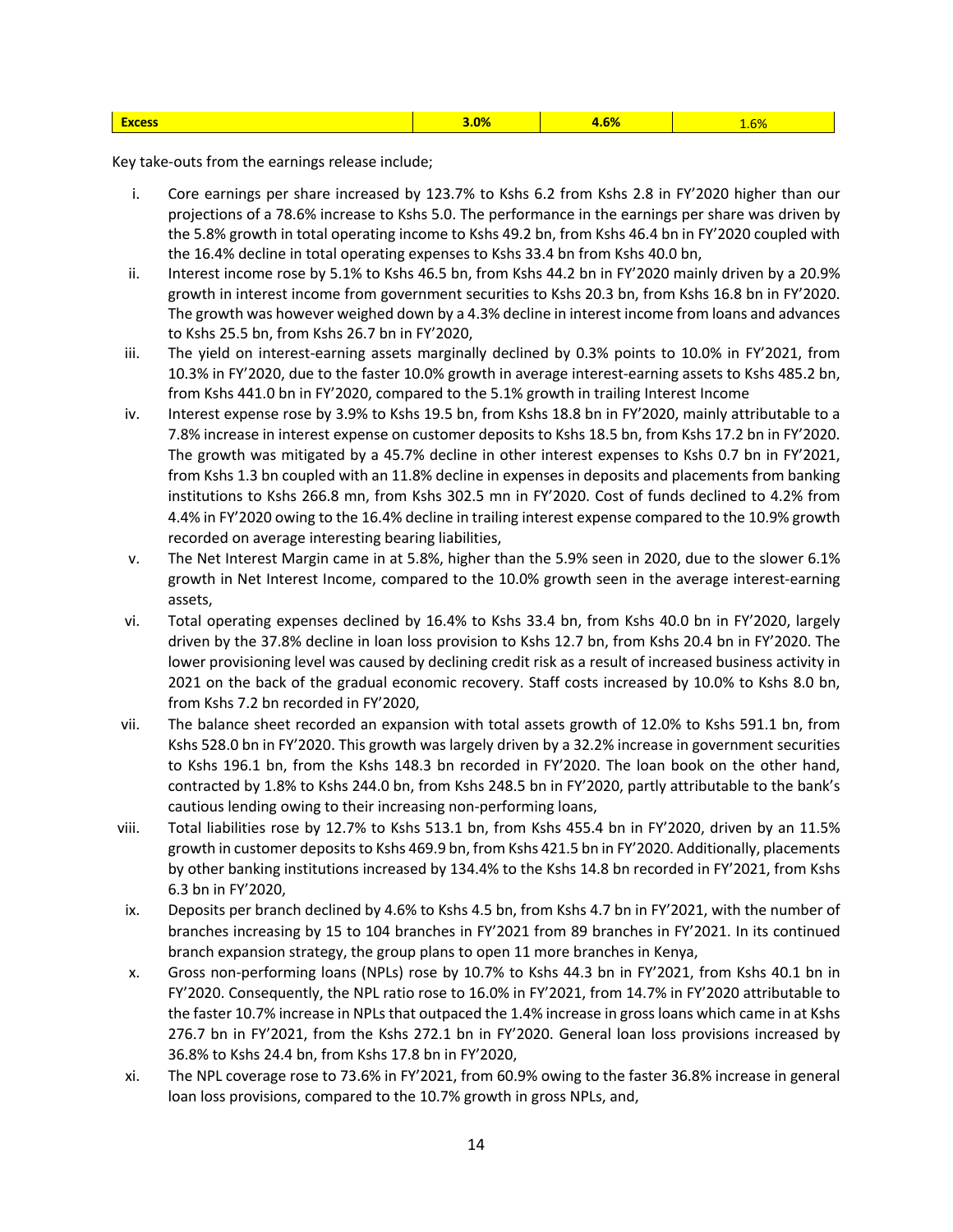| Excess | 3.0% | 4.6% | 1.6% |
|---|---|---|---|

Key take-outs from the earnings release include;

i. Core earnings per share increased by 123.7% to Kshs 6.2 from Kshs 2.8 in FY'2020 higher than our projections of a 78.6% increase to Kshs 5.0. The performance in the earnings per share was driven by the 5.8% growth in total operating income to Kshs 49.2 bn, from Kshs 46.4 bn in FY'2020 coupled with the 16.4% decline in total operating expenses to Kshs 33.4 bn from Kshs 40.0 bn,

ii. Interest income rose by 5.1% to Kshs 46.5 bn, from Kshs 44.2 bn in FY'2020 mainly driven by a 20.9% growth in interest income from government securities to Kshs 20.3 bn, from Kshs 16.8 bn in FY'2020. The growth was however weighed down by a 4.3% decline in interest income from loans and advances to Kshs 25.5 bn, from Kshs 26.7 bn in FY'2020,

iii. The yield on interest-earning assets marginally declined by 0.3% points to 10.0% in FY'2021, from 10.3% in FY'2020, due to the faster 10.0% growth in average interest-earning assets to Kshs 485.2 bn, from Kshs 441.0 bn in FY'2020, compared to the 5.1% growth in trailing Interest Income

iv. Interest expense rose by 3.9% to Kshs 19.5 bn, from Kshs 18.8 bn in FY'2020, mainly attributable to a 7.8% increase in interest expense on customer deposits to Kshs 18.5 bn, from Kshs 17.2 bn in FY'2020. The growth was mitigated by a 45.7% decline in other interest expenses to Kshs 0.7 bn in FY'2021, from Kshs 1.3 bn coupled with an 11.8% decline in expenses in deposits and placements from banking institutions to Kshs 266.8 mn, from Kshs 302.5 mn in FY'2020. Cost of funds declined to 4.2% from 4.4% in FY'2020 owing to the 16.4% decline in trailing interest expense compared to the 10.9% growth recorded on average interesting bearing liabilities,

v. The Net Interest Margin came in at 5.8%, higher than the 5.9% seen in 2020, due to the slower 6.1% growth in Net Interest Income, compared to the 10.0% growth seen in the average interest-earning assets,

vi. Total operating expenses declined by 16.4% to Kshs 33.4 bn, from Kshs 40.0 bn in FY'2020, largely driven by the 37.8% decline in loan loss provision to Kshs 12.7 bn, from Kshs 20.4 bn in FY'2020. The lower provisioning level was caused by declining credit risk as a result of increased business activity in 2021 on the back of the gradual economic recovery. Staff costs increased by 10.0% to Kshs 8.0 bn, from Kshs 7.2 bn recorded in FY'2020,

vii. The balance sheet recorded an expansion with total assets growth of 12.0% to Kshs 591.1 bn, from Kshs 528.0 bn in FY'2020. This growth was largely driven by a 32.2% increase in government securities to Kshs 196.1 bn, from the Kshs 148.3 bn recorded in FY'2020. The loan book on the other hand, contracted by 1.8% to Kshs 244.0 bn, from Kshs 248.5 bn in FY'2020, partly attributable to the bank's cautious lending owing to their increasing non-performing loans,

viii. Total liabilities rose by 12.7% to Kshs 513.1 bn, from Kshs 455.4 bn in FY'2020, driven by an 11.5% growth in customer deposits to Kshs 469.9 bn, from Kshs 421.5 bn in FY'2020. Additionally, placements by other banking institutions increased by 134.4% to the Kshs 14.8 bn recorded in FY'2021, from Kshs 6.3 bn in FY'2020,

ix. Deposits per branch declined by 4.6% to Kshs 4.5 bn, from Kshs 4.7 bn in FY'2021, with the number of branches increasing by 15 to 104 branches in FY'2021 from 89 branches in FY'2021. In its continued branch expansion strategy, the group plans to open 11 more branches in Kenya,

x. Gross non-performing loans (NPLs) rose by 10.7% to Kshs 44.3 bn in FY'2021, from Kshs 40.1 bn in FY'2020. Consequently, the NPL ratio rose to 16.0% in FY'2021, from 14.7% in FY'2020 attributable to the faster 10.7% increase in NPLs that outpaced the 1.4% increase in gross loans which came in at Kshs 276.7 bn in FY'2021, from the Kshs 272.1 bn in FY'2020. General loan loss provisions increased by 36.8% to Kshs 24.4 bn, from Kshs 17.8 bn in FY'2020,

xi. The NPL coverage rose to 73.6% in FY'2021, from 60.9% owing to the faster 36.8% increase in general loan loss provisions, compared to the 10.7% growth in gross NPLs, and,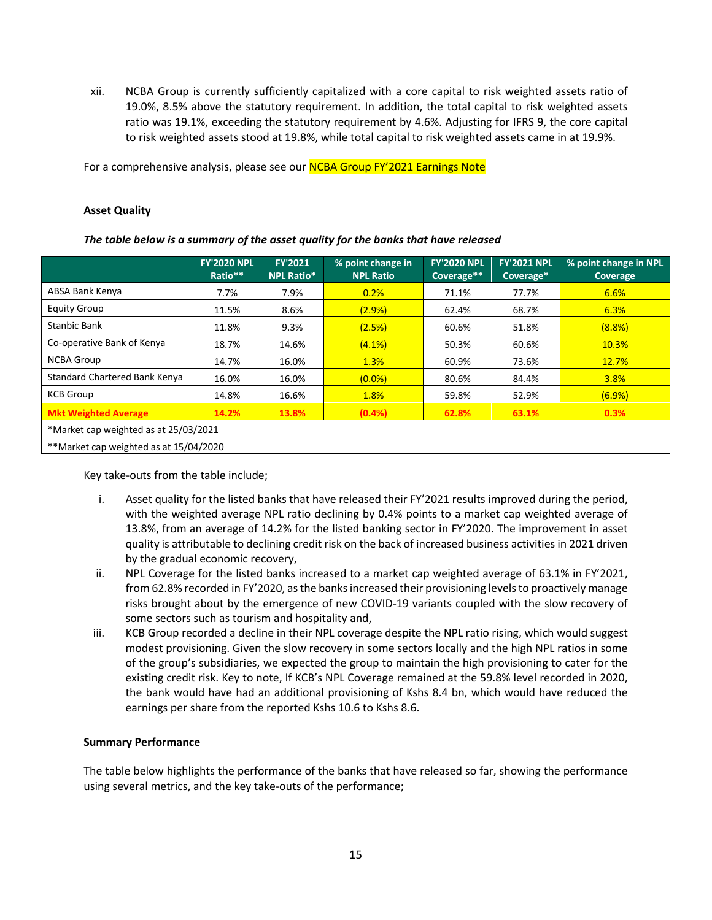xii. NCBA Group is currently sufficiently capitalized with a core capital to risk weighted assets ratio of 19.0%, 8.5% above the statutory requirement. In addition, the total capital to risk weighted assets ratio was 19.1%, exceeding the statutory requirement by 4.6%. Adjusting for IFRS 9, the core capital to risk weighted assets stood at 19.8%, while total capital to risk weighted assets came in at 19.9%.

For a comprehensive analysis, please see our NCBA Group FY'2021 Earnings Note

**Asset Quality**

***The table below is a summary of the asset quality for the banks that have released***

| | FY'2020 NPL Ratio** | FY'2021 NPL Ratio* | % point change in NPL Ratio | FY'2020 NPL Coverage** | FY'2021 NPL Coverage* | % point change in NPL Coverage |
|---|---|---|---|---|---|---|
| ABSA Bank Kenya | 7.7% | 7.9% | 0.2% | 71.1% | 77.7% | 6.6% |
| Equity Group | 11.5% | 8.6% | (2.9%) | 62.4% | 68.7% | 6.3% |
| Stanbic Bank | 11.8% | 9.3% | (2.5%) | 60.6% | 51.8% | (8.8%) |
| Co-operative Bank of Kenya | 18.7% | 14.6% | (4.1%) | 50.3% | 60.6% | 10.3% |
| NCBA Group | 14.7% | 16.0% | 1.3% | 60.9% | 73.6% | 12.7% |
| Standard Chartered Bank Kenya | 16.0% | 16.0% | (0.0%) | 80.6% | 84.4% | 3.8% |
| KCB Group | 14.8% | 16.6% | 1.8% | 59.8% | 52.9% | (6.9%) |
| **Mkt Weighted Average** | **14.2%** | **13.8%** | **(0.4%)** | **62.8%** | **63.1%** | **0.3%** |

*Market cap weighted as at 25/03/2021

**Market cap weighted as at 15/04/2020

Key take-outs from the table include;

i. Asset quality for the listed banks that have released their FY'2021 results improved during the period, with the weighted average NPL ratio declining by 0.4% points to a market cap weighted average of 13.8%, from an average of 14.2% for the listed banking sector in FY'2020. The improvement in asset quality is attributable to declining credit risk on the back of increased business activities in 2021 driven by the gradual economic recovery,

ii. NPL Coverage for the listed banks increased to a market cap weighted average of 63.1% in FY'2021, from 62.8% recorded in FY'2020, as the banks increased their provisioning levels to proactively manage risks brought about by the emergence of new COVID-19 variants coupled with the slow recovery of some sectors such as tourism and hospitality and,

iii. KCB Group recorded a decline in their NPL coverage despite the NPL ratio rising, which would suggest modest provisioning. Given the slow recovery in some sectors locally and the high NPL ratios in some of the group's subsidiaries, we expected the group to maintain the high provisioning to cater for the existing credit risk. Key to note, If KCB's NPL Coverage remained at the 59.8% level recorded in 2020, the bank would have had an additional provisioning of Kshs 8.4 bn, which would have reduced the earnings per share from the reported Kshs 10.6 to Kshs 8.6.

**Summary Performance**

The table below highlights the performance of the banks that have released so far, showing the performance using several metrics, and the key take-outs of the performance;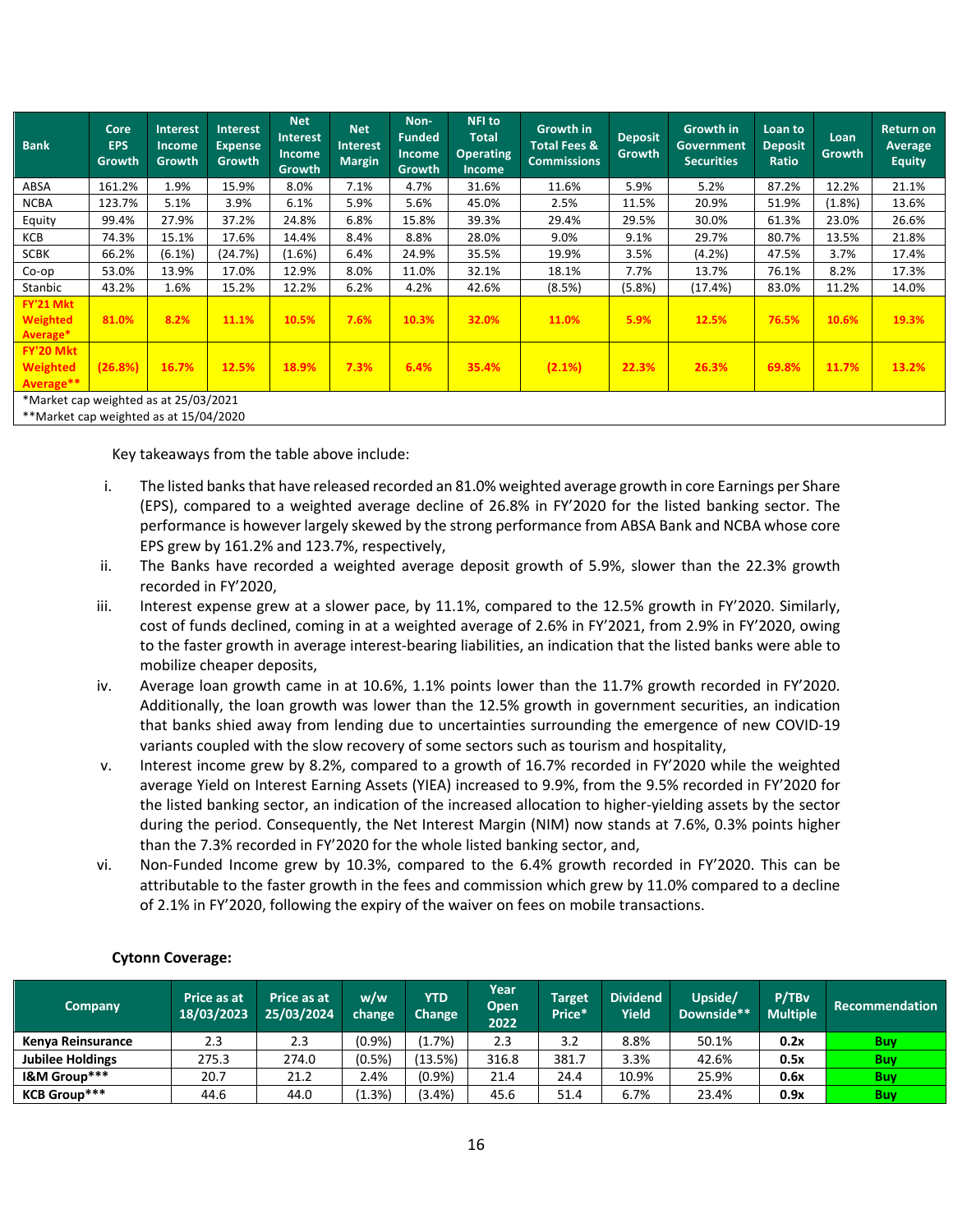| Bank | Core EPS Growth | Interest Income Growth | Interest Expense Growth | Net Interest Income Growth | Net Interest Margin | Non-Funded Income Growth | NFI to Total Operating Income | Growth in Total Fees & Commissions | Deposit Growth | Growth in Government Securities | Loan to Deposit Ratio | Loan Growth | Return on Average Equity |
|---|---|---|---|---|---|---|---|---|---|---|---|---|---|
| ABSA | 161.2% | 1.9% | 15.9% | 8.0% | 7.1% | 4.7% | 31.6% | 11.6% | 5.9% | 5.2% | 87.2% | 12.2% | 21.1% |
| NCBA | 123.7% | 5.1% | 3.9% | 6.1% | 5.9% | 5.6% | 45.0% | 2.5% | 11.5% | 20.9% | 51.9% | (1.8%) | 13.6% |
| Equity | 99.4% | 27.9% | 37.2% | 24.8% | 6.8% | 15.8% | 39.3% | 29.4% | 29.5% | 30.0% | 61.3% | 23.0% | 26.6% |
| KCB | 74.3% | 15.1% | 17.6% | 14.4% | 8.4% | 8.8% | 28.0% | 9.0% | 9.1% | 29.7% | 80.7% | 13.5% | 21.8% |
| SCBK | 66.2% | (6.1%) | (24.7%) | (1.6%) | 6.4% | 24.9% | 35.5% | 19.9% | 3.5% | (4.2%) | 47.5% | 3.7% | 17.4% |
| Co-op | 53.0% | 13.9% | 17.0% | 12.9% | 8.0% | 11.0% | 32.1% | 18.1% | 7.7% | 13.7% | 76.1% | 8.2% | 17.3% |
| Stanbic | 43.2% | 1.6% | 15.2% | 12.2% | 6.2% | 4.2% | 42.6% | (8.5%) | (5.8%) | (17.4%) | 83.0% | 11.2% | 14.0% |
| **FY'21 Mkt Weighted Average*** | **81.0%** | **8.2%** | **11.1%** | **10.5%** | **7.6%** | **10.3%** | **32.0%** | **11.0%** | **5.9%** | **12.5%** | **76.5%** | **10.6%** | **19.3%** |
| **FY'20 Mkt Weighted Average**** | **(26.8%)** | **16.7%** | **12.5%** | **18.9%** | **7.3%** | **6.4%** | **35.4%** | **(2.1%)** | **22.3%** | **26.3%** | **69.8%** | **11.7%** | **13.2%** |

*Market cap weighted as at 25/03/2021

**Market cap weighted as at 15/04/2020

Key takeaways from the table above include:

i. The listed banks that have released recorded an 81.0% weighted average growth in core Earnings per Share (EPS), compared to a weighted average decline of 26.8% in FY'2020 for the listed banking sector. The performance is however largely skewed by the strong performance from ABSA Bank and NCBA whose core EPS grew by 161.2% and 123.7%, respectively,

ii. The Banks have recorded a weighted average deposit growth of 5.9%, slower than the 22.3% growth recorded in FY'2020,

iii. Interest expense grew at a slower pace, by 11.1%, compared to the 12.5% growth in FY'2020. Similarly, cost of funds declined, coming in at a weighted average of 2.6% in FY'2021, from 2.9% in FY'2020, owing to the faster growth in average interest-bearing liabilities, an indication that the listed banks were able to mobilize cheaper deposits,

iv. Average loan growth came in at 10.6%, 1.1% points lower than the 11.7% growth recorded in FY'2020. Additionally, the loan growth was lower than the 12.5% growth in government securities, an indication that banks shied away from lending due to uncertainties surrounding the emergence of new COVID-19 variants coupled with the slow recovery of some sectors such as tourism and hospitality,

v. Interest income grew by 8.2%, compared to a growth of 16.7% recorded in FY'2020 while the weighted average Yield on Interest Earning Assets (YIEA) increased to 9.9%, from the 9.5% recorded in FY'2020 for the listed banking sector, an indication of the increased allocation to higher-yielding assets by the sector during the period. Consequently, the Net Interest Margin (NIM) now stands at 7.6%, 0.3% points higher than the 7.3% recorded in FY'2020 for the whole listed banking sector, and,

vi. Non-Funded Income grew by 10.3%, compared to the 6.4% growth recorded in FY'2020. This can be attributable to the faster growth in the fees and commission which grew by 11.0% compared to a decline of 2.1% in FY'2020, following the expiry of the waiver on fees on mobile transactions.

**Cytonn Coverage:**

| Company | Price as at 18/03/2023 | Price as at 25/03/2024 | w/w change | YTD Change | Year Open 2022 | Target Price* | Dividend Yield | Upside/ Downside** | P/TBv Multiple | Recommendation |
|---|---|---|---|---|---|---|---|---|---|---|
| **Kenya Reinsurance** | 2.3 | 2.3 | (0.9%) | (1.7%) | 2.3 | 3.2 | 8.8% | 50.1% | **0.2x** | Buy |
| **Jubilee Holdings** | 275.3 | 274.0 | (0.5%) | (13.5%) | 316.8 | 381.7 | 3.3% | 42.6% | **0.5x** | Buy |
| **I&M Group*** ** | 20.7 | 21.2 | 2.4% | (0.9%) | 21.4 | 24.4 | 10.9% | 25.9% | **0.6x** | Buy |
| **KCB Group*** ** | 44.6 | 44.0 | (1.3%) | (3.4%) | 45.6 | 51.4 | 6.7% | 23.4% | **0.9x** | Buy |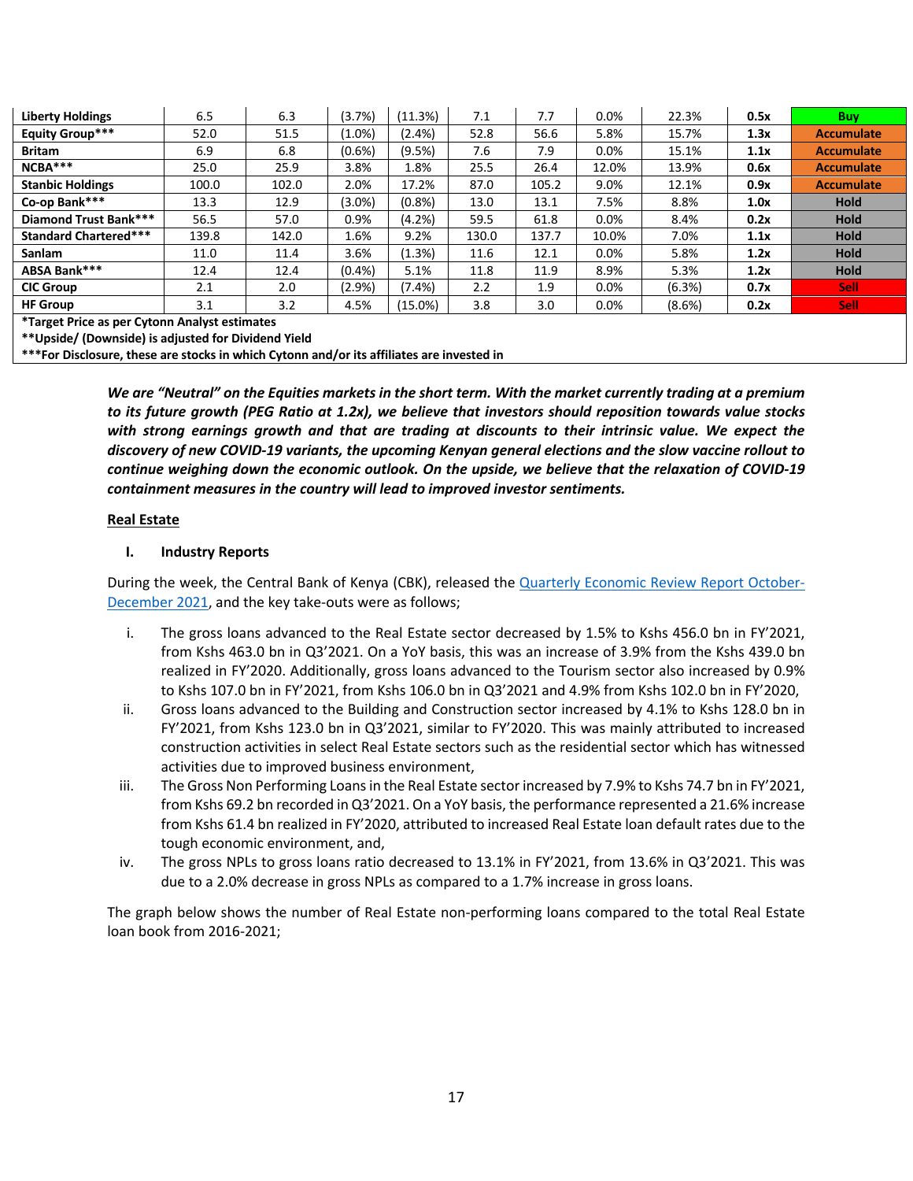| | | | | | | | | | | |
|---|---|---|---|---|---|---|---|---|---|---|
| **Liberty Holdings** | 6.5 | 6.3 | (3.7%) | (11.3%) | 7.1 | 7.7 | 0.0% | 22.3% | **0.5x** | **Buy** |
| **Equity Group*** ** | 52.0 | 51.5 | (1.0%) | (2.4%) | 52.8 | 56.6 | 5.8% | 15.7% | **1.3x** | **Accumulate** |
| **Britam** | 6.9 | 6.8 | (0.6%) | (9.5%) | 7.6 | 7.9 | 0.0% | 15.1% | **1.1x** | **Accumulate** |
| **NCBA*** ** | 25.0 | 25.9 | 3.8% | 1.8% | 25.5 | 26.4 | 12.0% | 13.9% | **0.6x** | **Accumulate** |
| **Stanbic Holdings** | 100.0 | 102.0 | 2.0% | 17.2% | 87.0 | 105.2 | 9.0% | 12.1% | **0.9x** | **Accumulate** |
| **Co-op Bank*** ** | 13.3 | 12.9 | (3.0%) | (0.8%) | 13.0 | 13.1 | 7.5% | 8.8% | **1.0x** | **Hold** |
| **Diamond Trust Bank*** ** | 56.5 | 57.0 | 0.9% | (4.2%) | 59.5 | 61.8 | 0.0% | 8.4% | **0.2x** | **Hold** |
| **Standard Chartered*** ** | 139.8 | 142.0 | 1.6% | 9.2% | 130.0 | 137.7 | 10.0% | 7.0% | **1.1x** | **Hold** |
| **Sanlam** | 11.0 | 11.4 | 3.6% | (1.3%) | 11.6 | 12.1 | 0.0% | 5.8% | **1.2x** | **Hold** |
| **ABSA Bank*** ** | 12.4 | 12.4 | (0.4%) | 5.1% | 11.8 | 11.9 | 8.9% | 5.3% | **1.2x** | **Hold** |
| **CIC Group** | 2.1 | 2.0 | (2.9%) | (7.4%) | 2.2 | 1.9 | 0.0% | (6.3%) | **0.7x** | **Sell** |
| **HF Group** | 3.1 | 3.2 | 4.5% | (15.0%) | 3.8 | 3.0 | 0.0% | (8.6%) | **0.2x** | **Sell** |

**\*Target Price as per Cytonn Analyst estimates**

**\*\*Upside/ (Downside) is adjusted for Dividend Yield**

**\*\*\*For Disclosure, these are stocks in which Cytonn and/or its affiliates are invested in**

***We are "Neutral" on the Equities markets in the short term. With the market currently trading at a premium to its future growth (PEG Ratio at 1.2x), we believe that investors should reposition towards value stocks with strong earnings growth and that are trading at discounts to their intrinsic value. We expect the discovery of new COVID-19 variants, the upcoming Kenyan general elections and the slow vaccine rollout to continue weighing down the economic outlook. On the upside, we believe that the relaxation of COVID-19 containment measures in the country will lead to improved investor sentiments.***

## Real Estate

### I. Industry Reports

During the week, the Central Bank of Kenya (CBK), released the Quarterly Economic Review Report October-December 2021, and the key take-outs were as follows;

i. The gross loans advanced to the Real Estate sector decreased by 1.5% to Kshs 456.0 bn in FY'2021, from Kshs 463.0 bn in Q3'2021. On a YoY basis, this was an increase of 3.9% from the Kshs 439.0 bn realized in FY'2020. Additionally, gross loans advanced to the Tourism sector also increased by 0.9% to Kshs 107.0 bn in FY'2021, from Kshs 106.0 bn in Q3'2021 and 4.9% from Kshs 102.0 bn in FY'2020,

ii. Gross loans advanced to the Building and Construction sector increased by 4.1% to Kshs 128.0 bn in FY'2021, from Kshs 123.0 bn in Q3'2021, similar to FY'2020. This was mainly attributed to increased construction activities in select Real Estate sectors such as the residential sector which has witnessed activities due to improved business environment,

iii. The Gross Non Performing Loans in the Real Estate sector increased by 7.9% to Kshs 74.7 bn in FY'2021, from Kshs 69.2 bn recorded in Q3'2021. On a YoY basis, the performance represented a 21.6% increase from Kshs 61.4 bn realized in FY'2020, attributed to increased Real Estate loan default rates due to the tough economic environment, and,

iv. The gross NPLs to gross loans ratio decreased to 13.1% in FY'2021, from 13.6% in Q3'2021. This was due to a 2.0% decrease in gross NPLs as compared to a 1.7% increase in gross loans.

The graph below shows the number of Real Estate non-performing loans compared to the total Real Estate loan book from 2016-2021;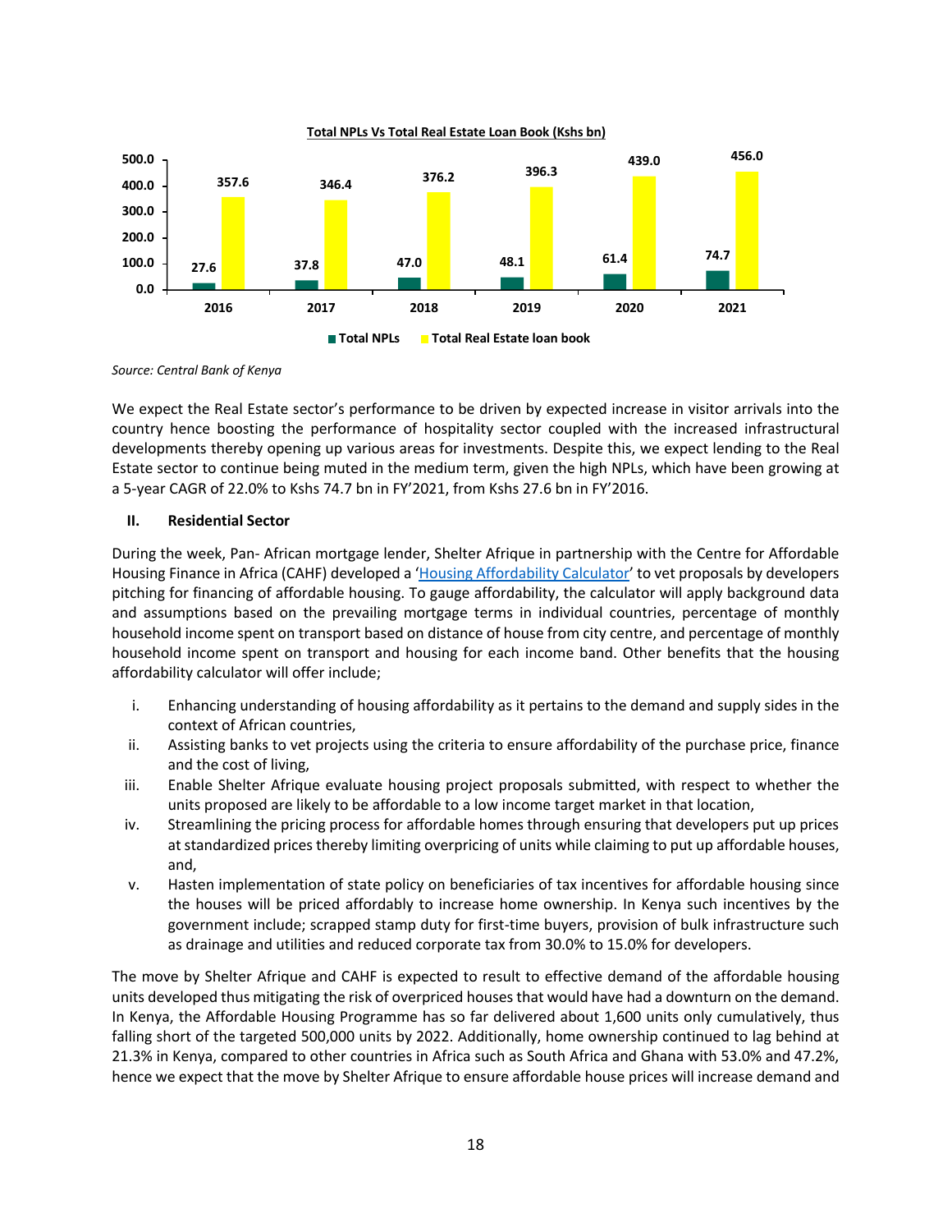**Total NPLs Vs Total Real Estate Loan Book (Kshs bn)**

| Year | Total NPLs | Total Real Estate loan book |
|---|---|---|
| 2016 | 27.6 | 357.6 |
| 2017 | 37.8 | 346.4 |
| 2018 | 47.0 | 376.2 |
| 2019 | 48.1 | 396.3 |
| 2020 | 61.4 | 439.0 |
| 2021 | 74.7 | 456.0 |

*Source: Central Bank of Kenya*

We expect the Real Estate sector's performance to be driven by expected increase in visitor arrivals into the country hence boosting the performance of hospitality sector coupled with the increased infrastructural developments thereby opening up various areas for investments. Despite this, we expect lending to the Real Estate sector to continue being muted in the medium term, given the high NPLs, which have been growing at a 5-year CAGR of 22.0% to Kshs 74.7 bn in FY'2021, from Kshs 27.6 bn in FY'2016.

## II. Residential Sector

During the week, Pan- African mortgage lender, Shelter Afrique in partnership with the Centre for Affordable Housing Finance in Africa (CAHF) developed a '[Housing Affordability Calculator]()' to vet proposals by developers pitching for financing of affordable housing. To gauge affordability, the calculator will apply background data and assumptions based on the prevailing mortgage terms in individual countries, percentage of monthly household income spent on transport based on distance of house from city centre, and percentage of monthly household income spent on transport and housing for each income band. Other benefits that the housing affordability calculator will offer include;

i. Enhancing understanding of housing affordability as it pertains to the demand and supply sides in the context of African countries,
ii. Assisting banks to vet projects using the criteria to ensure affordability of the purchase price, finance and the cost of living,
iii. Enable Shelter Afrique evaluate housing project proposals submitted, with respect to whether the units proposed are likely to be affordable to a low income target market in that location,
iv. Streamlining the pricing process for affordable homes through ensuring that developers put up prices at standardized prices thereby limiting overpricing of units while claiming to put up affordable houses, and,
v. Hasten implementation of state policy on beneficiaries of tax incentives for affordable housing since the houses will be priced affordably to increase home ownership. In Kenya such incentives by the government include; scrapped stamp duty for first-time buyers, provision of bulk infrastructure such as drainage and utilities and reduced corporate tax from 30.0% to 15.0% for developers.

The move by Shelter Afrique and CAHF is expected to result to effective demand of the affordable housing units developed thus mitigating the risk of overpriced houses that would have had a downturn on the demand. In Kenya, the Affordable Housing Programme has so far delivered about 1,600 units only cumulatively, thus falling short of the targeted 500,000 units by 2022. Additionally, home ownership continued to lag behind at 21.3% in Kenya, compared to other countries in Africa such as South Africa and Ghana with 53.0% and 47.2%, hence we expect that the move by Shelter Afrique to ensure affordable house prices will increase demand and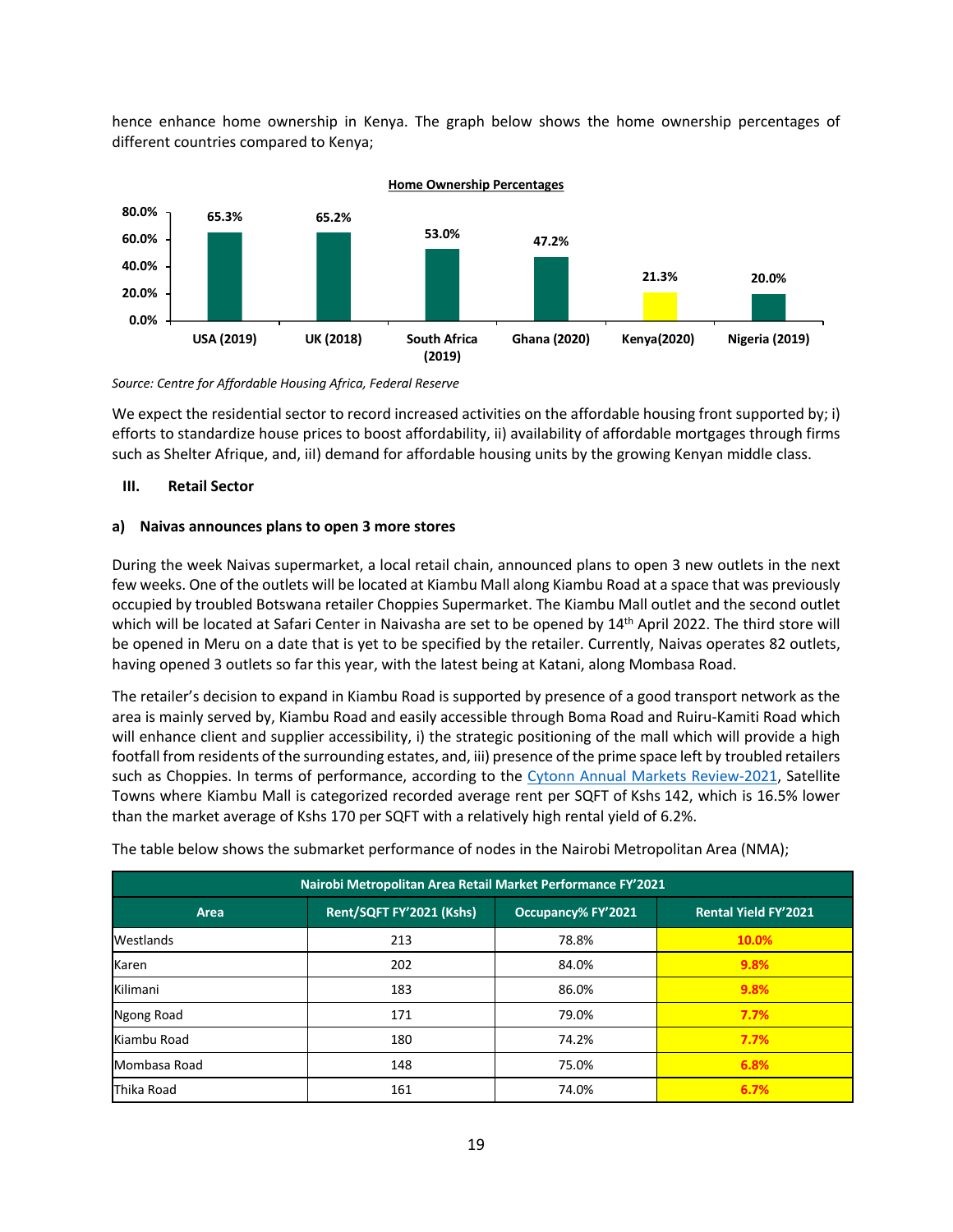hence enhance home ownership in Kenya. The graph below shows the home ownership percentages of different countries compared to Kenya;

**Home Ownership Percentages**

| Country | Home Ownership |
|---|---|
| USA (2019) | 65.3% |
| UK (2018) | 65.2% |
| South Africa (2019) | 53.0% |
| Ghana (2020) | 47.2% |
| Kenya(2020) | 21.3% |
| Nigeria (2019) | 20.0% |

*Source: Centre for Affordable Housing Africa, Federal Reserve*

We expect the residential sector to record increased activities on the affordable housing front supported by; i) efforts to standardize house prices to boost affordability, ii) availability of affordable mortgages through firms such as Shelter Afrique, and, iiI) demand for affordable housing units by the growing Kenyan middle class.

### III. Retail Sector

#### a) Naivas announces plans to open 3 more stores

During the week Naivas supermarket, a local retail chain, announced plans to open 3 new outlets in the next few weeks. One of the outlets will be located at Kiambu Mall along Kiambu Road at a space that was previously occupied by troubled Botswana retailer Choppies Supermarket. The Kiambu Mall outlet and the second outlet which will be located at Safari Center in Naivasha are set to be opened by 14th April 2022. The third store will be opened in Meru on a date that is yet to be specified by the retailer. Currently, Naivas operates 82 outlets, having opened 3 outlets so far this year, with the latest being at Katani, along Mombasa Road.

The retailer's decision to expand in Kiambu Road is supported by presence of a good transport network as the area is mainly served by, Kiambu Road and easily accessible through Boma Road and Ruiru-Kamiti Road which will enhance client and supplier accessibility, i) the strategic positioning of the mall which will provide a high footfall from residents of the surrounding estates, and, iii) presence of the prime space left by troubled retailers such as Choppies. In terms of performance, according to the Cytonn Annual Markets Review-2021, Satellite Towns where Kiambu Mall is categorized recorded average rent per SQFT of Kshs 142, which is 16.5% lower than the market average of Kshs 170 per SQFT with a relatively high rental yield of 6.2%.

The table below shows the submarket performance of nodes in the Nairobi Metropolitan Area (NMA);

| Nairobi Metropolitan Area Retail Market Performance FY'2021 | | | |
|---|---|---|---|
| **Area** | **Rent/SQFT FY'2021 (Kshs)** | **Occupancy% FY'2021** | **Rental Yield FY'2021** |
| Westlands | 213 | 78.8% | 10.0% |
| Karen | 202 | 84.0% | 9.8% |
| Kilimani | 183 | 86.0% | 9.8% |
| Ngong Road | 171 | 79.0% | 7.7% |
| Kiambu Road | 180 | 74.2% | 7.7% |
| Mombasa Road | 148 | 75.0% | 6.8% |
| Thika Road | 161 | 74.0% | 6.7% |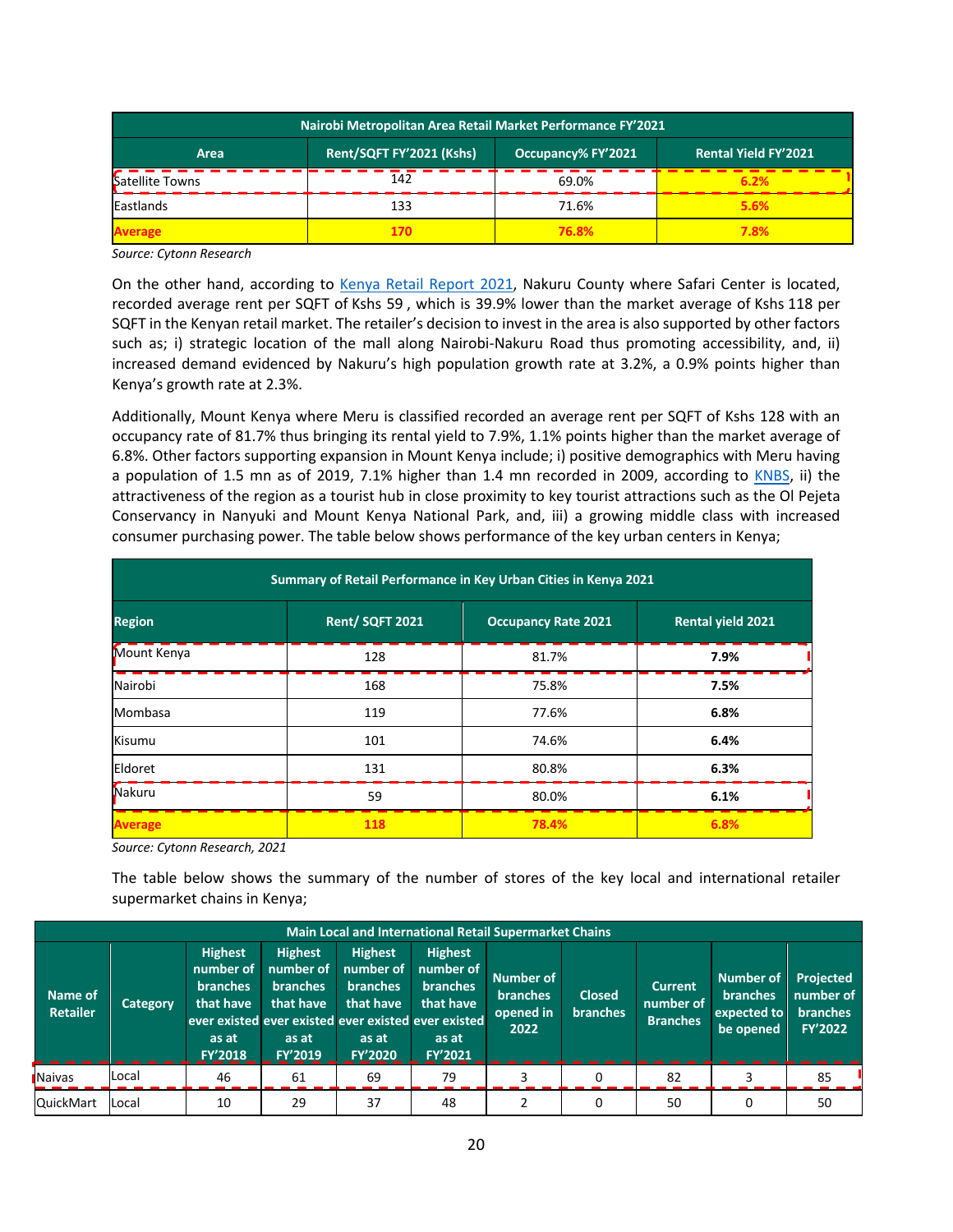| Nairobi Metropolitan Area Retail Market Performance FY'2021 | | | |
|---|---|---|---|
| Area | Rent/SQFT FY'2021 (Kshs) | Occupancy% FY'2021 | Rental Yield FY'2021 |
| Satellite Towns | 142 | 69.0% | 6.2% |
| Eastlands | 133 | 71.6% | 5.6% |
| **Average** | **170** | **76.8%** | **7.8%** |

*Source: Cytonn Research*

On the other hand, according to Kenya Retail Report 2021, Nakuru County where Safari Center is located, recorded average rent per SQFT of Kshs 59 , which is 39.9% lower than the market average of Kshs 118 per SQFT in the Kenyan retail market. The retailer's decision to invest in the area is also supported by other factors such as; i) strategic location of the mall along Nairobi-Nakuru Road thus promoting accessibility, and, ii) increased demand evidenced by Nakuru's high population growth rate at 3.2%, a 0.9% points higher than Kenya's growth rate at 2.3%.

Additionally, Mount Kenya where Meru is classified recorded an average rent per SQFT of Kshs 128 with an occupancy rate of 81.7% thus bringing its rental yield to 7.9%, 1.1% points higher than the market average of 6.8%. Other factors supporting expansion in Mount Kenya include; i) positive demographics with Meru having a population of 1.5 mn as of 2019, 7.1% higher than 1.4 mn recorded in 2009, according to KNBS, ii) the attractiveness of the region as a tourist hub in close proximity to key tourist attractions such as the Ol Pejeta Conservancy in Nanyuki and Mount Kenya National Park, and, iii) a growing middle class with increased consumer purchasing power. The table below shows performance of the key urban centers in Kenya;

| Summary of Retail Performance in Key Urban Cities in Kenya 2021 | | | |
|---|---|---|---|
| Region | Rent/ SQFT 2021 | Occupancy Rate 2021 | Rental yield 2021 |
| Mount Kenya | 128 | 81.7% | **7.9%** |
| Nairobi | 168 | 75.8% | **7.5%** |
| Mombasa | 119 | 77.6% | **6.8%** |
| Kisumu | 101 | 74.6% | **6.4%** |
| Eldoret | 131 | 80.8% | **6.3%** |
| Nakuru | 59 | 80.0% | **6.1%** |
| **Average** | **118** | **78.4%** | **6.8%** |

*Source: Cytonn Research, 2021*

The table below shows the summary of the number of stores of the key local and international retailer supermarket chains in Kenya;

| Main Local and International Retail Supermarket Chains | | | | | | | | | | |
|---|---|---|---|---|---|---|---|---|---|---|
| Name of Retailer | Category | Highest number of branches that have ever existed as at FY'2018 | Highest number of branches that have ever existed as at FY'2019 | Highest number of branches that have ever existed as at FY'2020 | Highest number of branches that have ever existed as at FY'2021 | Number of branches opened in 2022 | Closed branches | Current number of Branches | Number of branches expected to be opened | Projected number of branches FY'2022 |
| Naivas | Local | 46 | 61 | 69 | 79 | 3 | 0 | 82 | 3 | 85 |
| QuickMart | Local | 10 | 29 | 37 | 48 | 2 | 0 | 50 | 0 | 50 |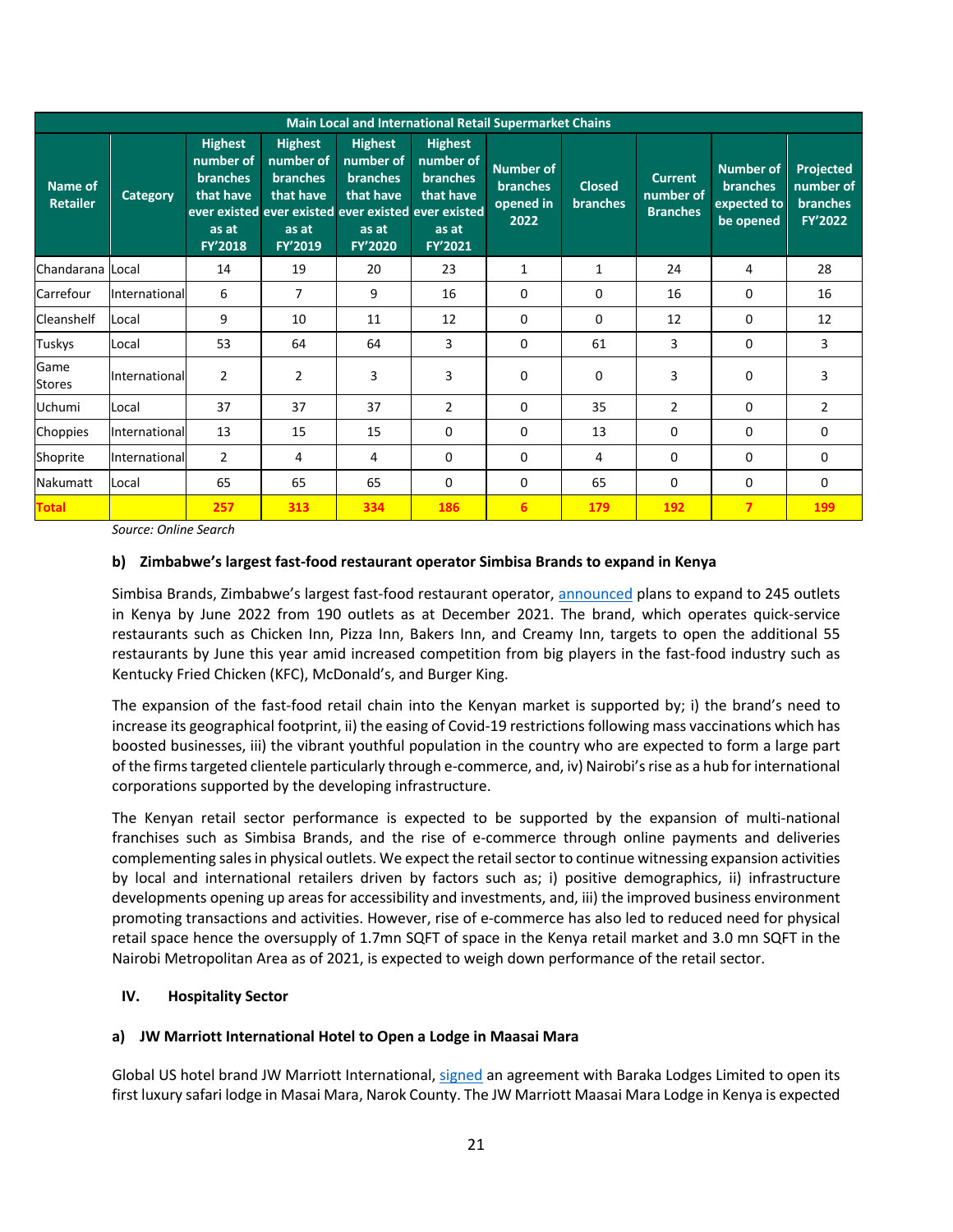| Main Local and International Retail Supermarket Chains | | | | | | | | | | |
|---|---|---|---|---|---|---|---|---|---|---|
| Name of Retailer | Category | Highest number of branches that have ever existed as at FY'2018 | Highest number of branches that have ever existed as at FY'2019 | Highest number of branches that have ever existed as at FY'2020 | Highest number of branches that have ever existed as at FY'2021 | Number of branches opened in 2022 | Closed branches | Current number of Branches | Number of branches expected to be opened | Projected number of branches FY'2022 |
| Chandarana | Local | 14 | 19 | 20 | 23 | 1 | 1 | 24 | 4 | 28 |
| Carrefour | International | 6 | 7 | 9 | 16 | 0 | 0 | 16 | 0 | 16 |
| Cleanshelf | Local | 9 | 10 | 11 | 12 | 0 | 0 | 12 | 0 | 12 |
| Tuskys | Local | 53 | 64 | 64 | 3 | 0 | 61 | 3 | 0 | 3 |
| Game Stores | International | 2 | 2 | 3 | 3 | 0 | 0 | 3 | 0 | 3 |
| Uchumi | Local | 37 | 37 | 37 | 2 | 0 | 35 | 2 | 0 | 2 |
| Choppies | International | 13 | 15 | 15 | 0 | 0 | 13 | 0 | 0 | 0 |
| Shoprite | International | 2 | 4 | 4 | 0 | 0 | 4 | 0 | 0 | 0 |
| Nakumatt | Local | 65 | 65 | 65 | 0 | 0 | 65 | 0 | 0 | 0 |
| **Total** | | **257** | **313** | **334** | **186** | **6** | **179** | **192** | **7** | **199** |

*Source: Online Search*

#### b) Zimbabwe's largest fast-food restaurant operator Simbisa Brands to expand in Kenya

Simbisa Brands, Zimbabwe's largest fast-food restaurant operator, announced plans to expand to 245 outlets in Kenya by June 2022 from 190 outlets as at December 2021. The brand, which operates quick-service restaurants such as Chicken Inn, Pizza Inn, Bakers Inn, and Creamy Inn, targets to open the additional 55 restaurants by June this year amid increased competition from big players in the fast-food industry such as Kentucky Fried Chicken (KFC), McDonald's, and Burger King.

The expansion of the fast-food retail chain into the Kenyan market is supported by; i) the brand's need to increase its geographical footprint, ii) the easing of Covid-19 restrictions following mass vaccinations which has boosted businesses, iii) the vibrant youthful population in the country who are expected to form a large part of the firms targeted clientele particularly through e-commerce, and, iv) Nairobi's rise as a hub for international corporations supported by the developing infrastructure.

The Kenyan retail sector performance is expected to be supported by the expansion of multi-national franchises such as Simbisa Brands, and the rise of e-commerce through online payments and deliveries complementing sales in physical outlets. We expect the retail sector to continue witnessing expansion activities by local and international retailers driven by factors such as; i) positive demographics, ii) infrastructure developments opening up areas for accessibility and investments, and, iii) the improved business environment promoting transactions and activities. However, rise of e-commerce has also led to reduced need for physical retail space hence the oversupply of 1.7mn SQFT of space in the Kenya retail market and 3.0 mn SQFT in the Nairobi Metropolitan Area as of 2021, is expected to weigh down performance of the retail sector.

### IV. Hospitality Sector

#### a) JW Marriott International Hotel to Open a Lodge in Maasai Mara

Global US hotel brand JW Marriott International, signed an agreement with Baraka Lodges Limited to open its first luxury safari lodge in Masai Mara, Narok County. The JW Marriott Maasai Mara Lodge in Kenya is expected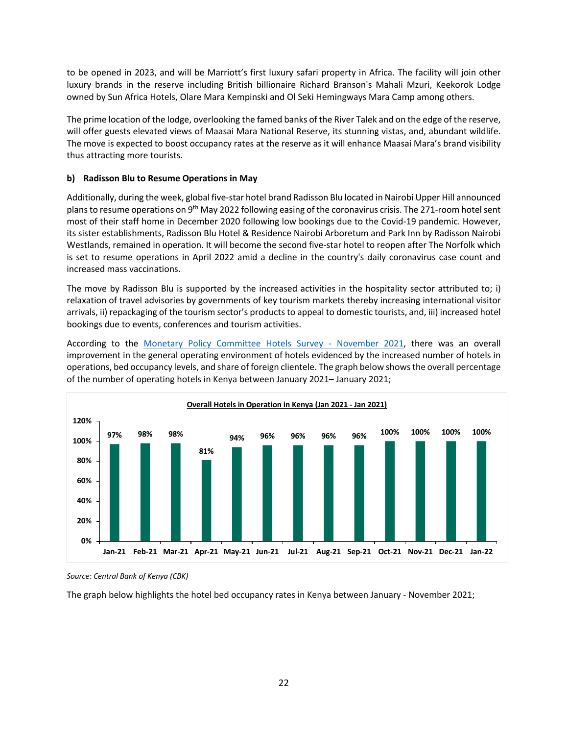to be opened in 2023, and will be Marriott's first luxury safari property in Africa. The facility will join other luxury brands in the reserve including British billionaire Richard Branson's Mahali Mzuri, Keekorok Lodge owned by Sun Africa Hotels, Olare Mara Kempinski and Ol Seki Hemingways Mara Camp among others.

The prime location of the lodge, overlooking the famed banks of the River Talek and on the edge of the reserve, will offer guests elevated views of Maasai Mara National Reserve, its stunning vistas, and, abundant wildlife. The move is expected to boost occupancy rates at the reserve as it will enhance Maasai Mara's brand visibility thus attracting more tourists.

**b) Radisson Blu to Resume Operations in May**

Additionally, during the week, global five-star hotel brand Radisson Blu located in Nairobi Upper Hill announced plans to resume operations on 9th May 2022 following easing of the coronavirus crisis. The 271-room hotel sent most of their staff home in December 2020 following low bookings due to the Covid-19 pandemic. However, its sister establishments, Radisson Blu Hotel & Residence Nairobi Arboretum and Park Inn by Radisson Nairobi Westlands, remained in operation. It will become the second five-star hotel to reopen after The Norfolk which is set to resume operations in April 2022 amid a decline in the country's daily coronavirus case count and increased mass vaccinations.

The move by Radisson Blu is supported by the increased activities in the hospitality sector attributed to; i) relaxation of travel advisories by governments of key tourism markets thereby increasing international visitor arrivals, ii) repackaging of the tourism sector's products to appeal to domestic tourists, and, iii) increased hotel bookings due to events, conferences and tourism activities.

According to the [Monetary Policy Committee Hotels Survey - November 2021](), there was an overall improvement in the general operating environment of hotels evidenced by the increased number of hotels in operations, bed occupancy levels, and share of foreign clientele. The graph below shows the overall percentage of the number of operating hotels in Kenya between January 2021– January 2021;

**Overall Hotels in Operation in Kenya (Jan 2021 - Jan 2021)**

| Month | Hotels in Operation |
|---|---|
| Jan-21 | 97% |
| Feb-21 | 98% |
| Mar-21 | 98% |
| Apr-21 | 81% |
| May-21 | 94% |
| Jun-21 | 96% |
| Jul-21 | 96% |
| Aug-21 | 96% |
| Sep-21 | 96% |
| Oct-21 | 100% |
| Nov-21 | 100% |
| Dec-21 | 100% |
| Jan-22 | 100% |

*Source: Central Bank of Kenya (CBK)*

The graph below highlights the hotel bed occupancy rates in Kenya between January - November 2021;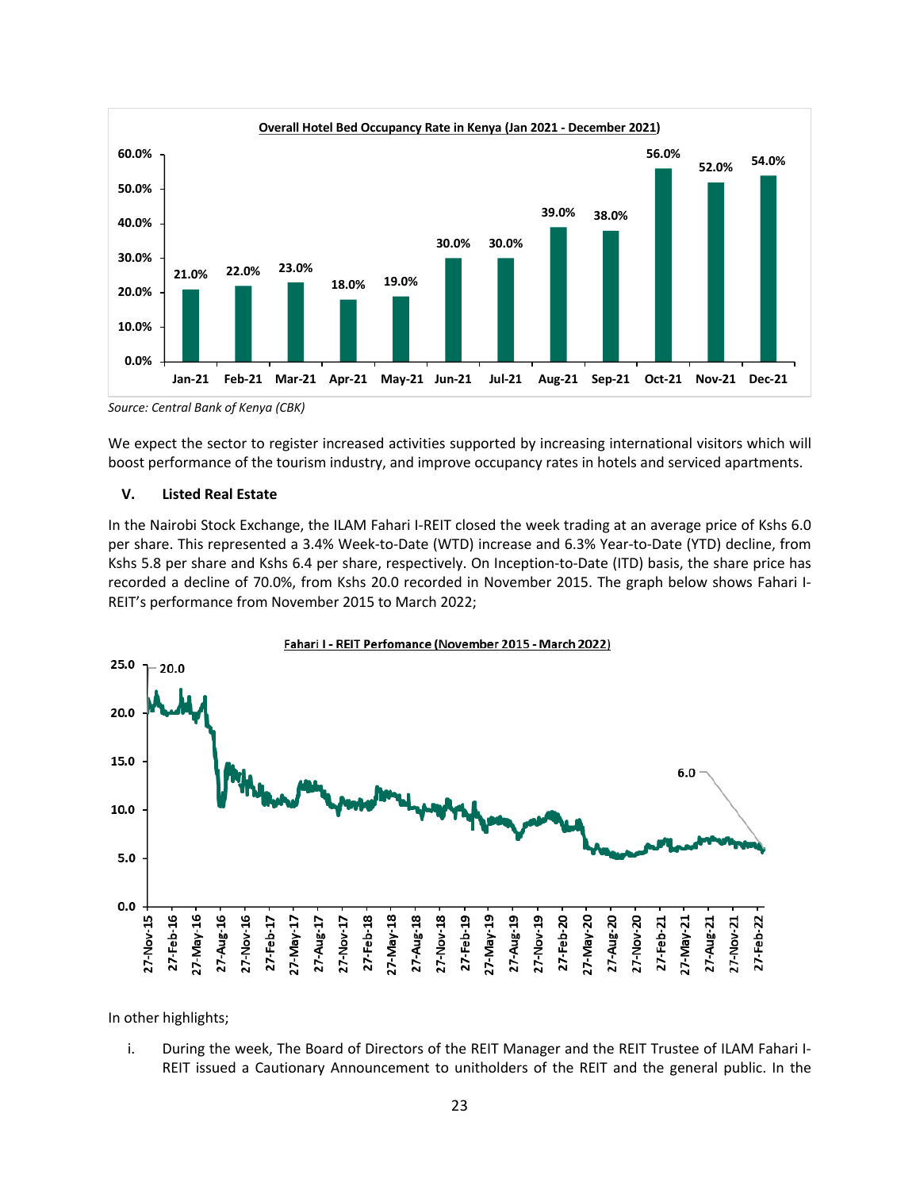**Overall Hotel Bed Occupancy Rate in Kenya (Jan 2021 - December 2021)**

| Month | Occupancy Rate |
|---|---|
| Jan-21 | 21.0% |
| Feb-21 | 22.0% |
| Mar-21 | 23.0% |
| Apr-21 | 18.0% |
| May-21 | 19.0% |
| Jun-21 | 30.0% |
| Jul-21 | 30.0% |
| Aug-21 | 39.0% |
| Sep-21 | 38.0% |
| Oct-21 | 56.0% |
| Nov-21 | 52.0% |
| Dec-21 | 54.0% |

*Source: Central Bank of Kenya (CBK)*

We expect the sector to register increased activities supported by increasing international visitors which will boost performance of the tourism industry, and improve occupancy rates in hotels and serviced apartments.

#### V. Listed Real Estate

In the Nairobi Stock Exchange, the ILAM Fahari I-REIT closed the week trading at an average price of Kshs 6.0 per share. This represented a 3.4% Week-to-Date (WTD) increase and 6.3% Year-to-Date (YTD) decline, from Kshs 5.8 per share and Kshs 6.4 per share, respectively. On Inception-to-Date (ITD) basis, the share price has recorded a decline of 70.0%, from Kshs 20.0 recorded in November 2015. The graph below shows Fahari I-REIT's performance from November 2015 to March 2022;

**Fahari I - REIT Perfomance (November 2015 - March 2022)**

In other highlights;

i. During the week, The Board of Directors of the REIT Manager and the REIT Trustee of ILAM Fahari I-REIT issued a Cautionary Announcement to unitholders of the REIT and the general public. In the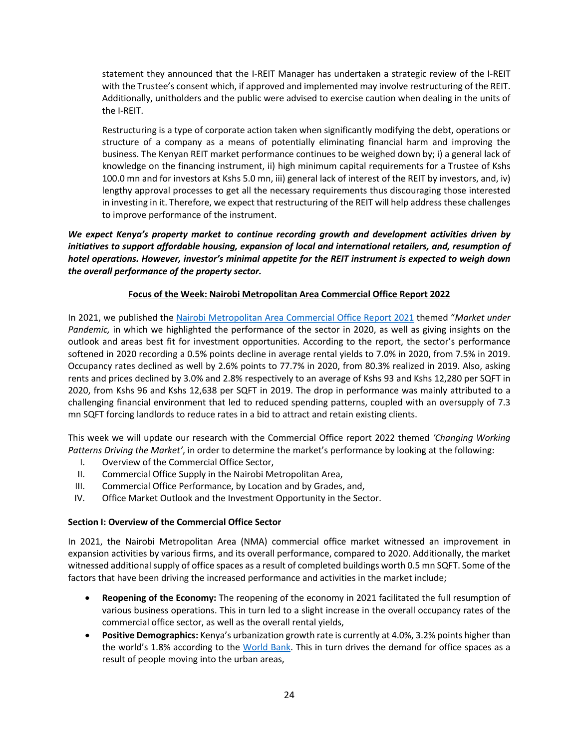statement they announced that the I-REIT Manager has undertaken a strategic review of the I-REIT with the Trustee's consent which, if approved and implemented may involve restructuring of the REIT. Additionally, unitholders and the public were advised to exercise caution when dealing in the units of the I-REIT.

Restructuring is a type of corporate action taken when significantly modifying the debt, operations or structure of a company as a means of potentially eliminating financial harm and improving the business. The Kenyan REIT market performance continues to be weighed down by; i) a general lack of knowledge on the financing instrument, ii) high minimum capital requirements for a Trustee of Kshs 100.0 mn and for investors at Kshs 5.0 mn, iii) general lack of interest of the REIT by investors, and, iv) lengthy approval processes to get all the necessary requirements thus discouraging those interested in investing in it. Therefore, we expect that restructuring of the REIT will help address these challenges to improve performance of the instrument.

***We expect Kenya's property market to continue recording growth and development activities driven by initiatives to support affordable housing, expansion of local and international retailers, and, resumption of hotel operations. However, investor's minimal appetite for the REIT instrument is expected to weigh down the overall performance of the property sector.***

## Focus of the Week: Nairobi Metropolitan Area Commercial Office Report 2022

In 2021, we published the Nairobi Metropolitan Area Commercial Office Report 2021 themed "*Market under Pandemic,* in which we highlighted the performance of the sector in 2020, as well as giving insights on the outlook and areas best fit for investment opportunities. According to the report, the sector's performance softened in 2020 recording a 0.5% points decline in average rental yields to 7.0% in 2020, from 7.5% in 2019. Occupancy rates declined as well by 2.6% points to 77.7% in 2020, from 80.3% realized in 2019. Also, asking rents and prices declined by 3.0% and 2.8% respectively to an average of Kshs 93 and Kshs 12,280 per SQFT in 2020, from Kshs 96 and Kshs 12,638 per SQFT in 2019. The drop in performance was mainly attributed to a challenging financial environment that led to reduced spending patterns, coupled with an oversupply of 7.3 mn SQFT forcing landlords to reduce rates in a bid to attract and retain existing clients.

This week we will update our research with the Commercial Office report 2022 themed *'Changing Working Patterns Driving the Market'*, in order to determine the market's performance by looking at the following:

I. Overview of the Commercial Office Sector,
II. Commercial Office Supply in the Nairobi Metropolitan Area,
III. Commercial Office Performance, by Location and by Grades, and,
IV. Office Market Outlook and the Investment Opportunity in the Sector.

### Section I: Overview of the Commercial Office Sector

In 2021, the Nairobi Metropolitan Area (NMA) commercial office market witnessed an improvement in expansion activities by various firms, and its overall performance, compared to 2020. Additionally, the market witnessed additional supply of office spaces as a result of completed buildings worth 0.5 mn SQFT. Some of the factors that have been driving the increased performance and activities in the market include;

- **Reopening of the Economy:** The reopening of the economy in 2021 facilitated the full resumption of various business operations. This in turn led to a slight increase in the overall occupancy rates of the commercial office sector, as well as the overall rental yields,
- **Positive Demographics:** Kenya's urbanization growth rate is currently at 4.0%, 3.2% points higher than the world's 1.8% according to the World Bank. This in turn drives the demand for office spaces as a result of people moving into the urban areas,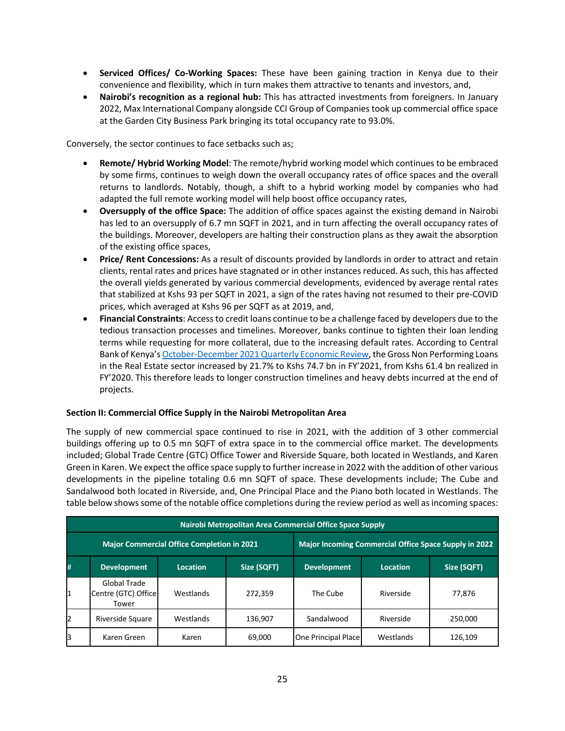- **Serviced Offices/ Co-Working Spaces:** These have been gaining traction in Kenya due to their convenience and flexibility, which in turn makes them attractive to tenants and investors, and,
- **Nairobi's recognition as a regional hub:** This has attracted investments from foreigners. In January 2022, Max International Company alongside CCI Group of Companies took up commercial office space at the Garden City Business Park bringing its total occupancy rate to 93.0%.

Conversely, the sector continues to face setbacks such as;

- **Remote/ Hybrid Working Model**: The remote/hybrid working model which continues to be embraced by some firms, continues to weigh down the overall occupancy rates of office spaces and the overall returns to landlords. Notably, though, a shift to a hybrid working model by companies who had adapted the full remote working model will help boost office occupancy rates,
- **Oversupply of the office Space:** The addition of office spaces against the existing demand in Nairobi has led to an oversupply of 6.7 mn SQFT in 2021, and in turn affecting the overall occupancy rates of the buildings. Moreover, developers are halting their construction plans as they await the absorption of the existing office spaces,
- **Price/ Rent Concessions:** As a result of discounts provided by landlords in order to attract and retain clients, rental rates and prices have stagnated or in other instances reduced. As such, this has affected the overall yields generated by various commercial developments, evidenced by average rental rates that stabilized at Kshs 93 per SQFT in 2021, a sign of the rates having not resumed to their pre-COVID prices, which averaged at Kshs 96 per SQFT as at 2019, and,
- **Financial Constraints**: Access to credit loans continue to be a challenge faced by developers due to the tedious transaction processes and timelines. Moreover, banks continue to tighten their loan lending terms while requesting for more collateral, due to the increasing default rates. According to Central Bank of Kenya's October-December 2021 Quarterly Economic Review, the Gross Non Performing Loans in the Real Estate sector increased by 21.7% to Kshs 74.7 bn in FY'2021, from Kshs 61.4 bn realized in FY'2020. This therefore leads to longer construction timelines and heavy debts incurred at the end of projects.

**Section II: Commercial Office Supply in the Nairobi Metropolitan Area**

The supply of new commercial space continued to rise in 2021, with the addition of 3 other commercial buildings offering up to 0.5 mn SQFT of extra space in to the commercial office market. The developments included; Global Trade Centre (GTC) Office Tower and Riverside Square, both located in Westlands, and Karen Green in Karen. We expect the office space supply to further increase in 2022 with the addition of other various developments in the pipeline totaling 0.6 mn SQFT of space. These developments include; The Cube and Sandalwood both located in Riverside, and, One Principal Place and the Piano both located in Westlands. The table below shows some of the notable office completions during the review period as well as incoming spaces:

| Nairobi Metropolitan Area Commercial Office Space Supply | | | | | | |
|---|---|---|---|---|---|---|
| | Major Commercial Office Completion in 2021 | | | Major Incoming Commercial Office Space Supply in 2022 | | |
| # | Development | Location | Size (SQFT) | Development | Location | Size (SQFT) |
| 1 | Global Trade Centre (GTC) Office Tower | Westlands | 272,359 | The Cube | Riverside | 77,876 |
| 2 | Riverside Square | Westlands | 136,907 | Sandalwood | Riverside | 250,000 |
| 3 | Karen Green | Karen | 69,000 | One Principal Place | Westlands | 126,109 |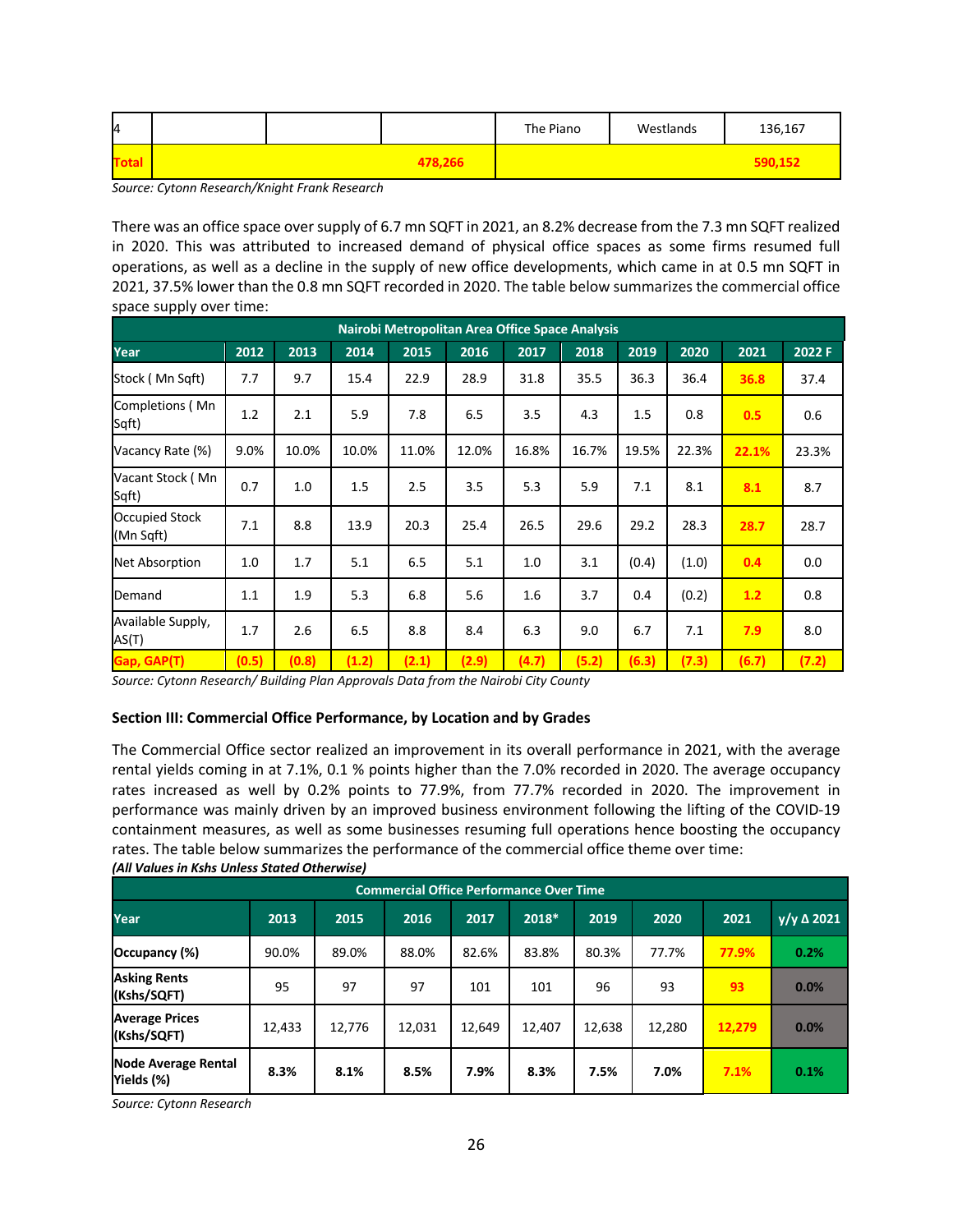| 4 | | | | The Piano | Westlands | 136,167 |
|---|---|---|---|---|---|---|
| **Total** | | **478,266** | | | | **590,152** |

*Source: Cytonn Research/Knight Frank Research*

There was an office space over supply of 6.7 mn SQFT in 2021, an 8.2% decrease from the 7.3 mn SQFT realized in 2020. This was attributed to increased demand of physical office spaces as some firms resumed full operations, as well as a decline in the supply of new office developments, which came in at 0.5 mn SQFT in 2021, 37.5% lower than the 0.8 mn SQFT recorded in 2020. The table below summarizes the commercial office space supply over time:

| Nairobi Metropolitan Area Office Space Analysis | | | | | | | | | | | |
|---|---|---|---|---|---|---|---|---|---|---|---|
| **Year** | **2012** | **2013** | **2014** | **2015** | **2016** | **2017** | **2018** | **2019** | **2020** | **2021** | **2022 F** |
| Stock ( Mn Sqft) | 7.7 | 9.7 | 15.4 | 22.9 | 28.9 | 31.8 | 35.5 | 36.3 | 36.4 | **36.8** | 37.4 |
| Completions ( Mn Sqft) | 1.2 | 2.1 | 5.9 | 7.8 | 6.5 | 3.5 | 4.3 | 1.5 | 0.8 | **0.5** | 0.6 |
| Vacancy Rate (%) | 9.0% | 10.0% | 10.0% | 11.0% | 12.0% | 16.8% | 16.7% | 19.5% | 22.3% | **22.1%** | 23.3% |
| Vacant Stock ( Mn Sqft) | 0.7 | 1.0 | 1.5 | 2.5 | 3.5 | 5.3 | 5.9 | 7.1 | 8.1 | **8.1** | 8.7 |
| Occupied Stock (Mn Sqft) | 7.1 | 8.8 | 13.9 | 20.3 | 25.4 | 26.5 | 29.6 | 29.2 | 28.3 | **28.7** | 28.7 |
| Net Absorption | 1.0 | 1.7 | 5.1 | 6.5 | 5.1 | 1.0 | 3.1 | (0.4) | (1.0) | **0.4** | 0.0 |
| Demand | 1.1 | 1.9 | 5.3 | 6.8 | 5.6 | 1.6 | 3.7 | 0.4 | (0.2) | **1.2** | 0.8 |
| Available Supply, AS(T) | 1.7 | 2.6 | 6.5 | 8.8 | 8.4 | 6.3 | 9.0 | 6.7 | 7.1 | **7.9** | 8.0 |
| **Gap, GAP(T)** | **(0.5)** | **(0.8)** | **(1.2)** | **(2.1)** | **(2.9)** | **(4.7)** | **(5.2)** | **(6.3)** | **(7.3)** | **(6.7)** | **(7.2)** |

*Source: Cytonn Research/ Building Plan Approvals Data from the Nairobi City County*

**Section III: Commercial Office Performance, by Location and by Grades**

The Commercial Office sector realized an improvement in its overall performance in 2021, with the average rental yields coming in at 7.1%, 0.1 % points higher than the 7.0% recorded in 2020. The average occupancy rates increased as well by 0.2% points to 77.9%, from 77.7% recorded in 2020. The improvement in performance was mainly driven by an improved business environment following the lifting of the COVID-19 containment measures, as well as some businesses resuming full operations hence boosting the occupancy rates. The table below summarizes the performance of the commercial office theme over time:

***(All Values in Kshs Unless Stated Otherwise)***

| Commercial Office Performance Over Time | | | | | | | | | |
|---|---|---|---|---|---|---|---|---|---|
| **Year** | **2013** | **2015** | **2016** | **2017** | **2018*** | **2019** | **2020** | **2021** | **y/y Δ 2021** |
| **Occupancy (%)** | 90.0% | 89.0% | 88.0% | 82.6% | 83.8% | 80.3% | 77.7% | **77.9%** | **0.2%** |
| **Asking Rents (Kshs/SQFT)** | 95 | 97 | 97 | 101 | 101 | 96 | 93 | **93** | **0.0%** |
| **Average Prices (Kshs/SQFT)** | 12,433 | 12,776 | 12,031 | 12,649 | 12,407 | 12,638 | 12,280 | **12,279** | **0.0%** |
| **Node Average Rental Yields (%)** | **8.3%** | **8.1%** | **8.5%** | **7.9%** | **8.3%** | **7.5%** | **7.0%** | **7.1%** | **0.1%** |

*Source: Cytonn Research*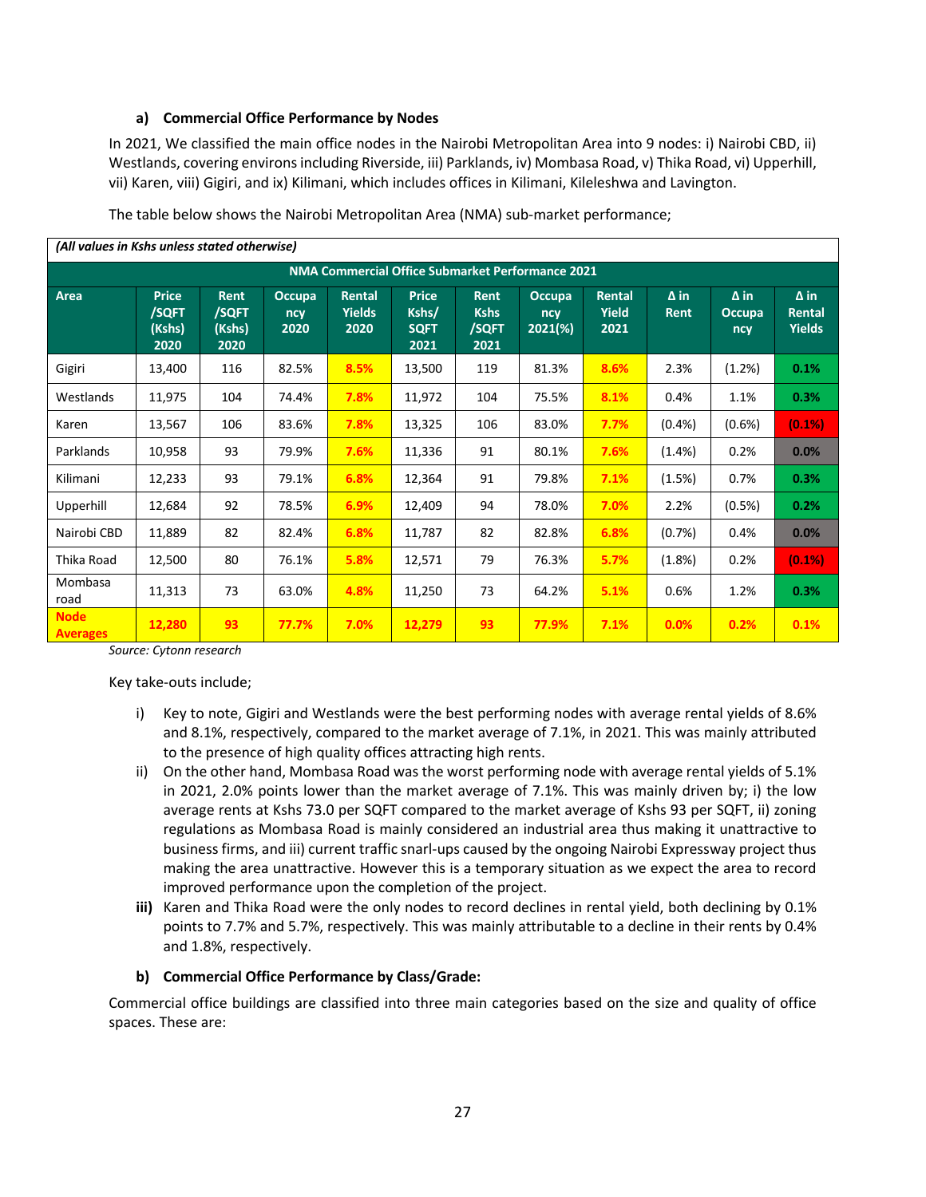#### a) Commercial Office Performance by Nodes

In 2021, We classified the main office nodes in the Nairobi Metropolitan Area into 9 nodes: i) Nairobi CBD, ii) Westlands, covering environs including Riverside, iii) Parklands, iv) Mombasa Road, v) Thika Road, vi) Upperhill, vii) Karen, viii) Gigiri, and ix) Kilimani, which includes offices in Kilimani, Kileleshwa and Lavington.

The table below shows the Nairobi Metropolitan Area (NMA) sub-market performance;

*(All values in Kshs unless stated otherwise)*

| NMA Commercial Office Submarket Performance 2021 | | | | | | | | | | | |
|---|---|---|---|---|---|---|---|---|---|---|---|
| **Area** | **Price /SQFT (Kshs) 2020** | **Rent /SQFT (Kshs) 2020** | **Occupancy 2020** | **Rental Yields 2020** | **Price Kshs/ SQFT 2021** | **Rent Kshs /SQFT 2021** | **Occupancy 2021(%)** | **Rental Yield 2021** | **Δ in Rent** | **Δ in Occupancy** | **Δ in Rental Yields** |
| Gigiri | 13,400 | 116 | 82.5% | 8.5% | 13,500 | 119 | 81.3% | 8.6% | 2.3% | (1.2%) | 0.1% |
| Westlands | 11,975 | 104 | 74.4% | 7.8% | 11,972 | 104 | 75.5% | 8.1% | 0.4% | 1.1% | 0.3% |
| Karen | 13,567 | 106 | 83.6% | 7.8% | 13,325 | 106 | 83.0% | 7.7% | (0.4%) | (0.6%) | (0.1%) |
| Parklands | 10,958 | 93 | 79.9% | 7.6% | 11,336 | 91 | 80.1% | 7.6% | (1.4%) | 0.2% | 0.0% |
| Kilimani | 12,233 | 93 | 79.1% | 6.8% | 12,364 | 91 | 79.8% | 7.1% | (1.5%) | 0.7% | 0.3% |
| Upperhill | 12,684 | 92 | 78.5% | 6.9% | 12,409 | 94 | 78.0% | 7.0% | 2.2% | (0.5%) | 0.2% |
| Nairobi CBD | 11,889 | 82 | 82.4% | 6.8% | 11,787 | 82 | 82.8% | 6.8% | (0.7%) | 0.4% | 0.0% |
| Thika Road | 12,500 | 80 | 76.1% | 5.8% | 12,571 | 79 | 76.3% | 5.7% | (1.8%) | 0.2% | (0.1%) |
| Mombasa road | 11,313 | 73 | 63.0% | 4.8% | 11,250 | 73 | 64.2% | 5.1% | 0.6% | 1.2% | 0.3% |
| **Node Averages** | **12,280** | **93** | **77.7%** | **7.0%** | **12,279** | **93** | **77.9%** | **7.1%** | **0.0%** | **0.2%** | **0.1%** |

*Source: Cytonn research*

Key take-outs include;

i) Key to note, Gigiri and Westlands were the best performing nodes with average rental yields of 8.6% and 8.1%, respectively, compared to the market average of 7.1%, in 2021. This was mainly attributed to the presence of high quality offices attracting high rents.

ii) On the other hand, Mombasa Road was the worst performing node with average rental yields of 5.1% in 2021, 2.0% points lower than the market average of 7.1%. This was mainly driven by; i) the low average rents at Kshs 73.0 per SQFT compared to the market average of Kshs 93 per SQFT, ii) zoning regulations as Mombasa Road is mainly considered an industrial area thus making it unattractive to business firms, and iii) current traffic snarl-ups caused by the ongoing Nairobi Expressway project thus making the area unattractive. However this is a temporary situation as we expect the area to record improved performance upon the completion of the project.

**iii)** Karen and Thika Road were the only nodes to record declines in rental yield, both declining by 0.1% points to 7.7% and 5.7%, respectively. This was mainly attributable to a decline in their rents by 0.4% and 1.8%, respectively.

#### b) Commercial Office Performance by Class/Grade:

Commercial office buildings are classified into three main categories based on the size and quality of office spaces. These are: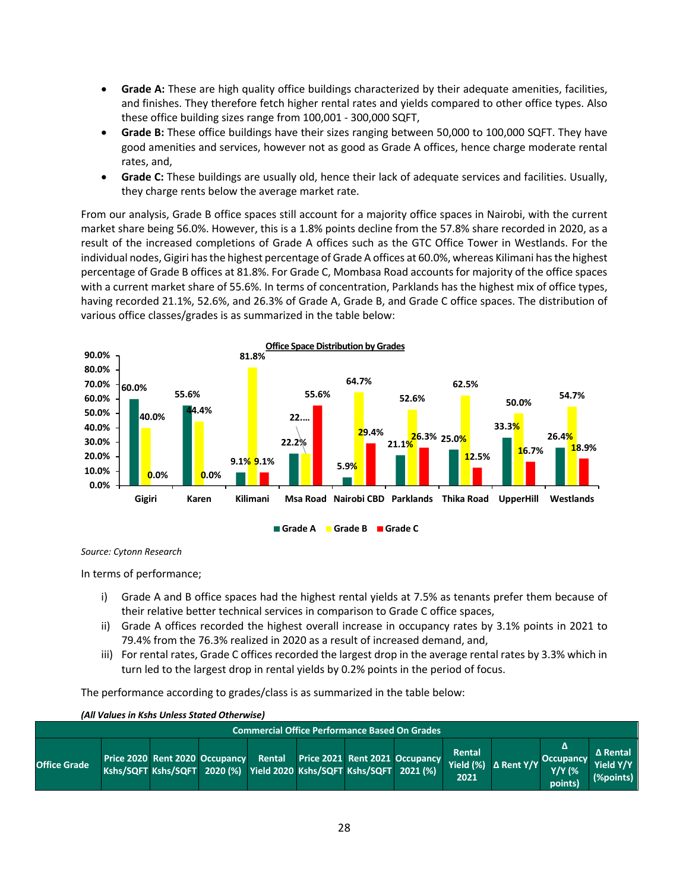- **Grade A:** These are high quality office buildings characterized by their adequate amenities, facilities, and finishes. They therefore fetch higher rental rates and yields compared to other office types. Also these office building sizes range from 100,001 - 300,000 SQFT,
- **Grade B:** These office buildings have their sizes ranging between 50,000 to 100,000 SQFT. They have good amenities and services, however not as good as Grade A offices, hence charge moderate rental rates, and,
- **Grade C:** These buildings are usually old, hence their lack of adequate services and facilities. Usually, they charge rents below the average market rate.

From our analysis, Grade B office spaces still account for a majority office spaces in Nairobi, with the current market share being 56.0%. However, this is a 1.8% points decline from the 57.8% share recorded in 2020, as a result of the increased completions of Grade A offices such as the GTC Office Tower in Westlands. For the individual nodes, Gigiri has the highest percentage of Grade A offices at 60.0%, whereas Kilimani has the highest percentage of Grade B offices at 81.8%. For Grade C, Mombasa Road accounts for majority of the office spaces with a current market share of 55.6%. In terms of concentration, Parklands has the highest mix of office types, having recorded 21.1%, 52.6%, and 26.3% of Grade A, Grade B, and Grade C office spaces. The distribution of various office classes/grades is as summarized in the table below:

**Office Space Distribution by Grades**

| Node | Grade A | Grade B | Grade C |
|---|---|---|---|
| Gigiri | 60.0% | 40.0% | 0.0% |
| Karen | 55.6% | 44.4% | 0.0% |
| Kilimani | 9.1% | 81.8% | 9.1% |
| Msa Road | 22.2% | 22.... | 55.6% |
| Nairobi CBD | 5.9% | 64.7% | 29.4% |
| Parklands | 21.1% | 52.6% | 26.3% |
| Thika Road | 25.0% | 62.5% | 12.5% |
| UpperHill | 33.3% | 50.0% | 16.7% |
| Westlands | 26.4% | 54.7% | 18.9% |

*Source: Cytonn Research*

In terms of performance;

i) Grade A and B office spaces had the highest rental yields at 7.5% as tenants prefer them because of their relative better technical services in comparison to Grade C office spaces,
ii) Grade A offices recorded the highest overall increase in occupancy rates by 3.1% points in 2021 to 79.4% from the 76.3% realized in 2020 as a result of increased demand, and,
iii) For rental rates, Grade C offices recorded the largest drop in the average rental rates by 3.3% which in turn led to the largest drop in rental yields by 0.2% points in the period of focus.

The performance according to grades/class is as summarized in the table below:

***(All Values in Kshs Unless Stated Otherwise)***

| Commercial Office Performance Based On Grades | | | | | | | | | | | |
|---|---|---|---|---|---|---|---|---|---|---|---|
| Office Grade | Price 2020 Kshs/SQFT | Rent 2020 Kshs/SQFT | Occupancy 2020 (%) | Rental Yield 2020 | Price 2021 Kshs/SQFT | Rent 2021 Kshs/SQFT | Occupancy 2021 (%) | Rental Yield (%) 2021 | Δ Rent Y/Y | Δ Occupancy Y/Y (% points) | Δ Rental Yield Y/Y (%points) |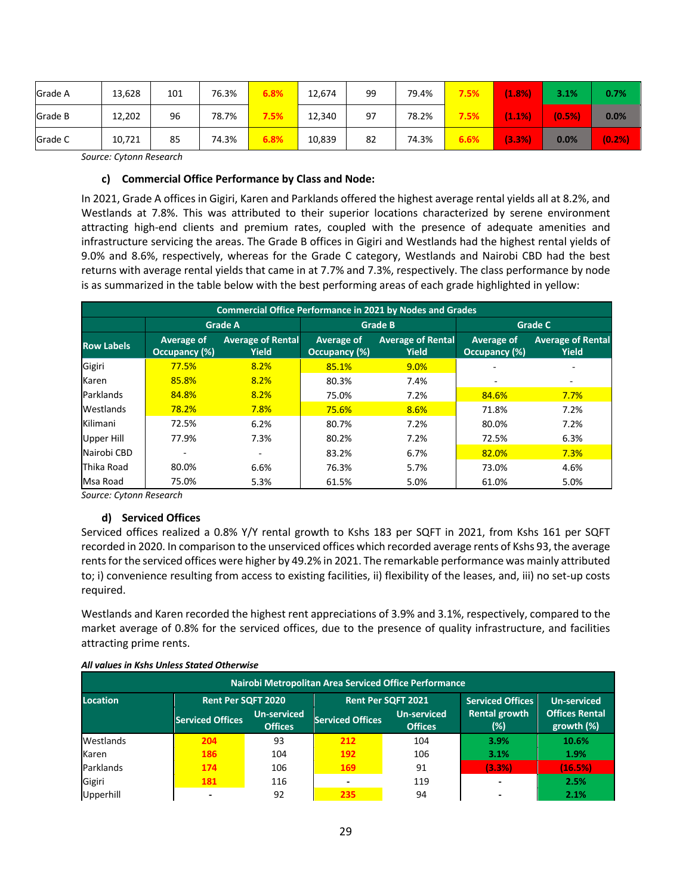| | | | | | | | | | | | |
|---|---|---|---|---|---|---|---|---|---|---|---|
| Grade A | 13,628 | 101 | 76.3% | **6.8%** | 12,674 | 99 | 79.4% | **7.5%** | **(1.8%)** | **3.1%** | **0.7%** |
| Grade B | 12,202 | 96 | 78.7% | **7.5%** | 12,340 | 97 | 78.2% | **7.5%** | **(1.1%)** | **(0.5%)** | **0.0%** |
| Grade C | 10,721 | 85 | 74.3% | **6.8%** | 10,839 | 82 | 74.3% | **6.6%** | **(3.3%)** | **0.0%** | **(0.2%)** |

*Source: Cytonn Research*

#### c) Commercial Office Performance by Class and Node:

In 2021, Grade A offices in Gigiri, Karen and Parklands offered the highest average rental yields all at 8.2%, and Westlands at 7.8%. This was attributed to their superior locations characterized by serene environment attracting high-end clients and premium rates, coupled with the presence of adequate amenities and infrastructure servicing the areas. The Grade B offices in Gigiri and Westlands had the highest rental yields of 9.0% and 8.6%, respectively, whereas for the Grade C category, Westlands and Nairobi CBD had the best returns with average rental yields that came in at 7.7% and 7.3%, respectively. The class performance by node is as summarized in the table below with the best performing areas of each grade highlighted in yellow:

| Commercial Office Performance in 2021 by Nodes and Grades | | | | | | |
|---|---|---|---|---|---|---|
| | Grade A | | Grade B | | Grade C | |
| Row Labels | Average of Occupancy (%) | Average of Rental Yield | Average of Occupancy (%) | Average of Rental Yield | Average of Occupancy (%) | Average of Rental Yield |
| Gigiri | 77.5% | 8.2% | 85.1% | 9.0% | - | - |
| Karen | 85.8% | 8.2% | 80.3% | 7.4% | - | - |
| Parklands | 84.8% | 8.2% | 75.0% | 7.2% | 84.6% | 7.7% |
| Westlands | 78.2% | 7.8% | 75.6% | 8.6% | 71.8% | 7.2% |
| Kilimani | 72.5% | 6.2% | 80.7% | 7.2% | 80.0% | 7.2% |
| Upper Hill | 77.9% | 7.3% | 80.2% | 7.2% | 72.5% | 6.3% |
| Nairobi CBD | - | - | 83.2% | 6.7% | 82.0% | 7.3% |
| Thika Road | 80.0% | 6.6% | 76.3% | 5.7% | 73.0% | 4.6% |
| Msa Road | 75.0% | 5.3% | 61.5% | 5.0% | 61.0% | 5.0% |

*Source: Cytonn Research*

#### d) Serviced Offices

Serviced offices realized a 0.8% Y/Y rental growth to Kshs 183 per SQFT in 2021, from Kshs 161 per SQFT recorded in 2020. In comparison to the unserviced offices which recorded average rents of Kshs 93, the average rents for the serviced offices were higher by 49.2% in 2021. The remarkable performance was mainly attributed to; i) convenience resulting from access to existing facilities, ii) flexibility of the leases, and, iii) no set-up costs required.

Westlands and Karen recorded the highest rent appreciations of 3.9% and 3.1%, respectively, compared to the market average of 0.8% for the serviced offices, due to the presence of quality infrastructure, and facilities attracting prime rents.

***All values in Kshs Unless Stated Otherwise***

| Nairobi Metropolitan Area Serviced Office Performance | | | | | | |
|---|---|---|---|---|---|---|
| Location | Rent Per SQFT 2020 | | Rent Per SQFT 2021 | | Serviced Offices Rental growth (%) | Un-serviced Offices Rental growth (%) |
| | Serviced Offices | Un-serviced Offices | Serviced Offices | Un-serviced Offices | | |
| Westlands | **204** | 93 | **212** | 104 | **3.9%** | **10.6%** |
| Karen | **186** | 104 | **192** | 106 | **3.1%** | **1.9%** |
| Parklands | **174** | 106 | **169** | 91 | **(3.3%)** | **(16.5%)** |
| Gigiri | **181** | 116 | - | 119 | - | **2.5%** |
| Upperhill | - | 92 | **235** | 94 | - | **2.1%** |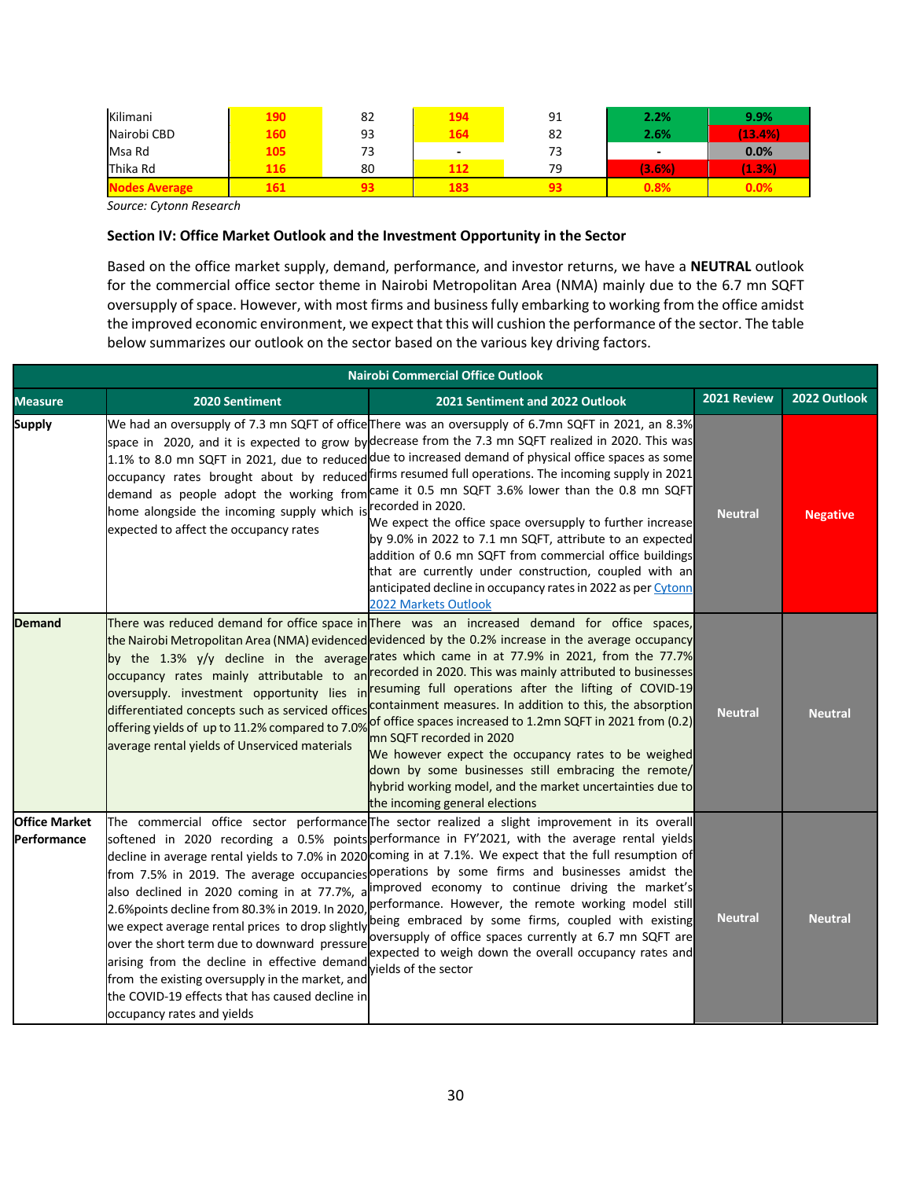| | | | | | | |
|---|---|---|---|---|---|---|
| Kilimani | 190 | 82 | 194 | 91 | 2.2% | 9.9% |
| Nairobi CBD | 160 | 93 | 164 | 82 | 2.6% | (13.4%) |
| Msa Rd | 105 | 73 | - | 73 | - | 0.0% |
| Thika Rd | 116 | 80 | 112 | 79 | (3.6%) | (1.3%) |
| **Nodes Average** | **161** | **93** | **183** | **93** | **0.8%** | **0.0%** |

*Source: Cytonn Research*

**Section IV: Office Market Outlook and the Investment Opportunity in the Sector**

Based on the office market supply, demand, performance, and investor returns, we have a **NEUTRAL** outlook for the commercial office sector theme in Nairobi Metropolitan Area (NMA) mainly due to the 6.7 mn SQFT oversupply of space. However, with most firms and business fully embarking to working from the office amidst the improved economic environment, we expect that this will cushion the performance of the sector. The table below summarizes our outlook on the sector based on the various key driving factors.

| Nairobi Commercial Office Outlook | | | | |
|---|---|---|---|---|
| **Measure** | **2020 Sentiment** | **2021 Sentiment and 2022 Outlook** | **2021 Review** | **2022 Outlook** |
| **Supply** | We had an oversupply of 7.3 mn SQFT of office space in 2020, and it is expected to grow by 1.1% to 8.0 mn SQFT in 2021, due to reduced occupancy rates brought about by reduced demand as people adopt the working from home alongside the incoming supply which is expected to affect the occupancy rates | There was an oversupply of 6.7mn SQFT in 2021, an 8.3% decrease from the 7.3 mn SQFT realized in 2020. This was due to increased demand of physical office spaces as some firms resumed full operations. The incoming supply in 2021 came it 0.5 mn SQFT 3.6% lower than the 0.8 mn SQFT recorded in 2020. We expect the office space oversupply to further increase by 9.0% in 2022 to 7.1 mn SQFT, attribute to an expected addition of 0.6 mn SQFT from commercial office buildings that are currently under construction, coupled with an anticipated decline in occupancy rates in 2022 as per [Cytonn 2022 Markets Outlook]() | Neutral | Negative |
| **Demand** | There was reduced demand for office space in the Nairobi Metropolitan Area (NMA) evidenced by the 1.3% y/y decline in the average occupancy rates mainly attributable to an oversupply. investment opportunity lies in differentiated concepts such as serviced offices offering yields of up to 11.2% compared to 7.0% average rental yields of Unserviced materials | There was an increased demand for office spaces, evidenced by the 0.2% increase in the average occupancy rates which came in at 77.9% in 2021, from the 77.7% recorded in 2020. This was mainly attributed to businesses resuming full operations after the lifting of COVID-19 containment measures. In addition to this, the absorption of office spaces increased to 1.2mn SQFT in 2021 from (0.2) mn SQFT recorded in 2020 We however expect the occupancy rates to be weighed down by some businesses still embracing the remote/ hybrid working model, and the market uncertainties due to the incoming general elections | Neutral | Neutral |
| **Office Market Performance** | The commercial office sector performance softened in 2020 recording a 0.5% points decline in average rental yields to 7.0% in 2020 from 7.5% in 2019. The average occupancies also declined in 2020 coming in at 77.7%, a 2.6%points decline from 80.3% in 2019. In 2020, we expect average rental prices to drop slightly over the short term due to downward pressure arising from the decline in effective demand from the existing oversupply in the market, and the COVID-19 effects that has caused decline in occupancy rates and yields | The sector realized a slight improvement in its overall performance in FY'2021, with the average rental yields coming in at 7.1%. We expect that the full resumption of operations by some firms and businesses amidst the improved economy to continue driving the market's performance. However, the remote working model still being embraced by some firms, coupled with existing oversupply of office spaces currently at 6.7 mn SQFT are expected to weigh down the overall occupancy rates and yields of the sector | Neutral | Neutral |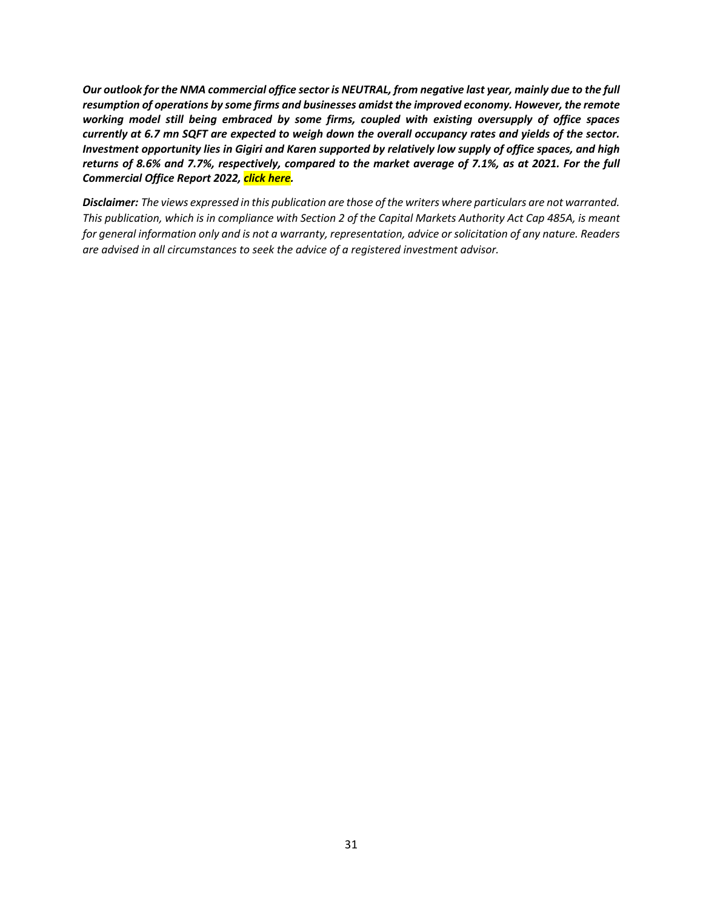***Our outlook for the NMA commercial office sector is NEUTRAL, from negative last year, mainly due to the full resumption of operations by some firms and businesses amidst the improved economy. However, the remote working model still being embraced by some firms, coupled with existing oversupply of office spaces currently at 6.7 mn SQFT are expected to weigh down the overall occupancy rates and yields of the sector. Investment opportunity lies in Gigiri and Karen supported by relatively low supply of office spaces, and high returns of 8.6% and 7.7%, respectively, compared to the market average of 7.1%, as at 2021. For the full Commercial Office Report 2022, click here.***

***Disclaimer:*** *The views expressed in this publication are those of the writers where particulars are not warranted. This publication, which is in compliance with Section 2 of the Capital Markets Authority Act Cap 485A, is meant for general information only and is not a warranty, representation, advice or solicitation of any nature. Readers are advised in all circumstances to seek the advice of a registered investment advisor.*